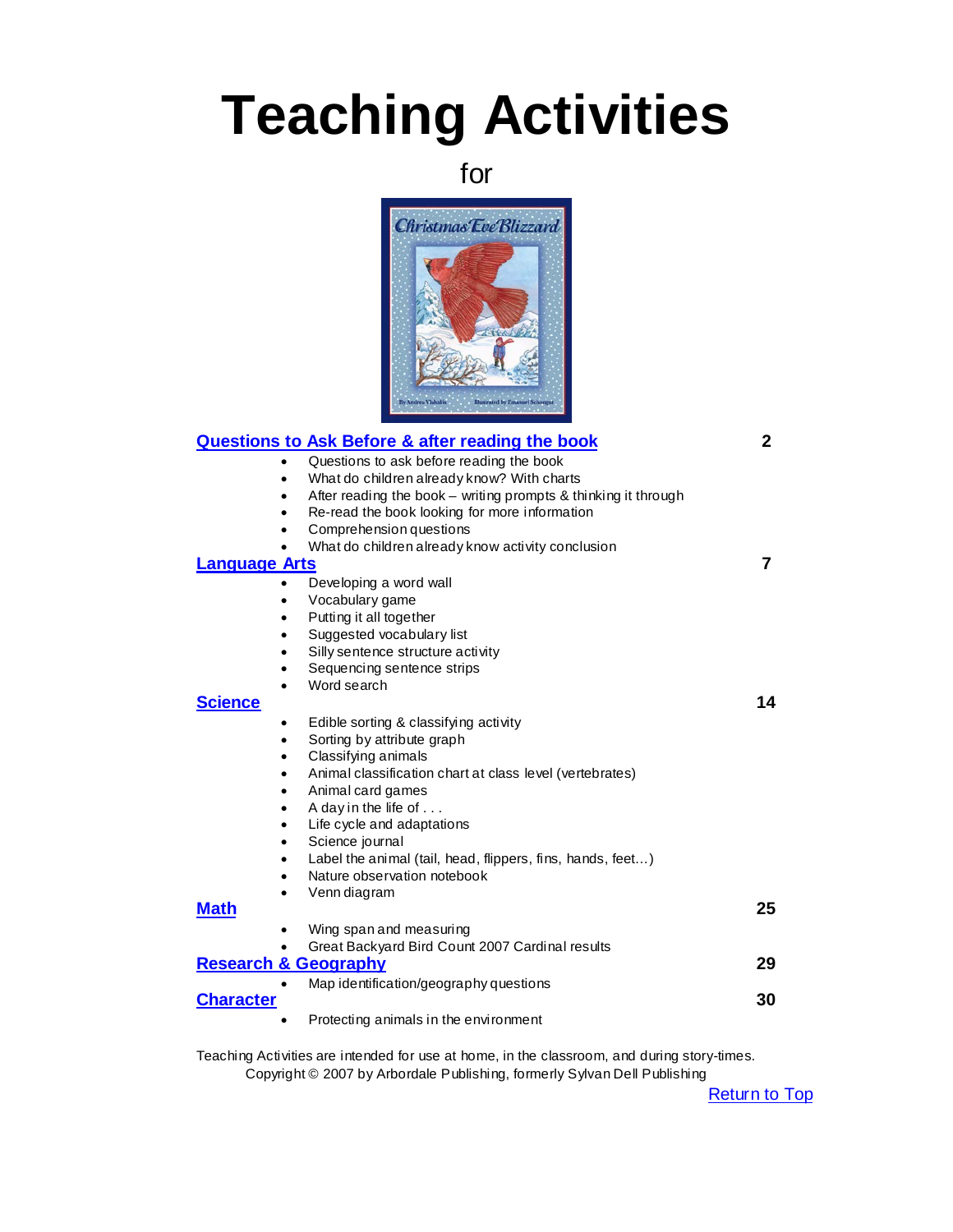# Teaching Activities

for

Christmas Eve Blizzard

By Andrea Vlahakis　　Illustrated by Emanuel Schongut

| | |
|---|---|
| **Questions to Ask Before & after reading the book** | **2** |
| **Language Arts** | **7** |
| **Science** | **14** |
| **Math** | **25** |
| **Research & Geography** | **29** |
| **Character** | **30** |

**Questions to Ask Before & after reading the book** — 2

- Questions to ask before reading the book
- What do children already know? With charts
- After reading the book – writing prompts & thinking it through
- Re-read the book looking for more information
- Comprehension questions
- What do children already know activity conclusion

**Language Arts** — 7

- Developing a word wall
- Vocabulary game
- Putting it all together
- Suggested vocabulary list
- Silly sentence structure activity
- Sequencing sentence strips
- Word search

**Science** — 14

- Edible sorting & classifying activity
- Sorting by attribute graph
- Classifying animals
- Animal classification chart at class level (vertebrates)
- Animal card games
- A day in the life of . . .
- Life cycle and adaptations
- Science journal
- Label the animal (tail, head, flippers, fins, hands, feet…)
- Nature observation notebook
- Venn diagram

**Math** — 25

- Wing span and measuring
- Great Backyard Bird Count 2007 Cardinal results

**Research & Geography** — 29

- Map identification/geography questions

**Character** — 30

- Protecting animals in the environment

Teaching Activities are intended for use at home, in the classroom, and during story-times.
Copyright © 2007 by Arbordale Publishing, formerly Sylvan Dell Publishing

Return to Top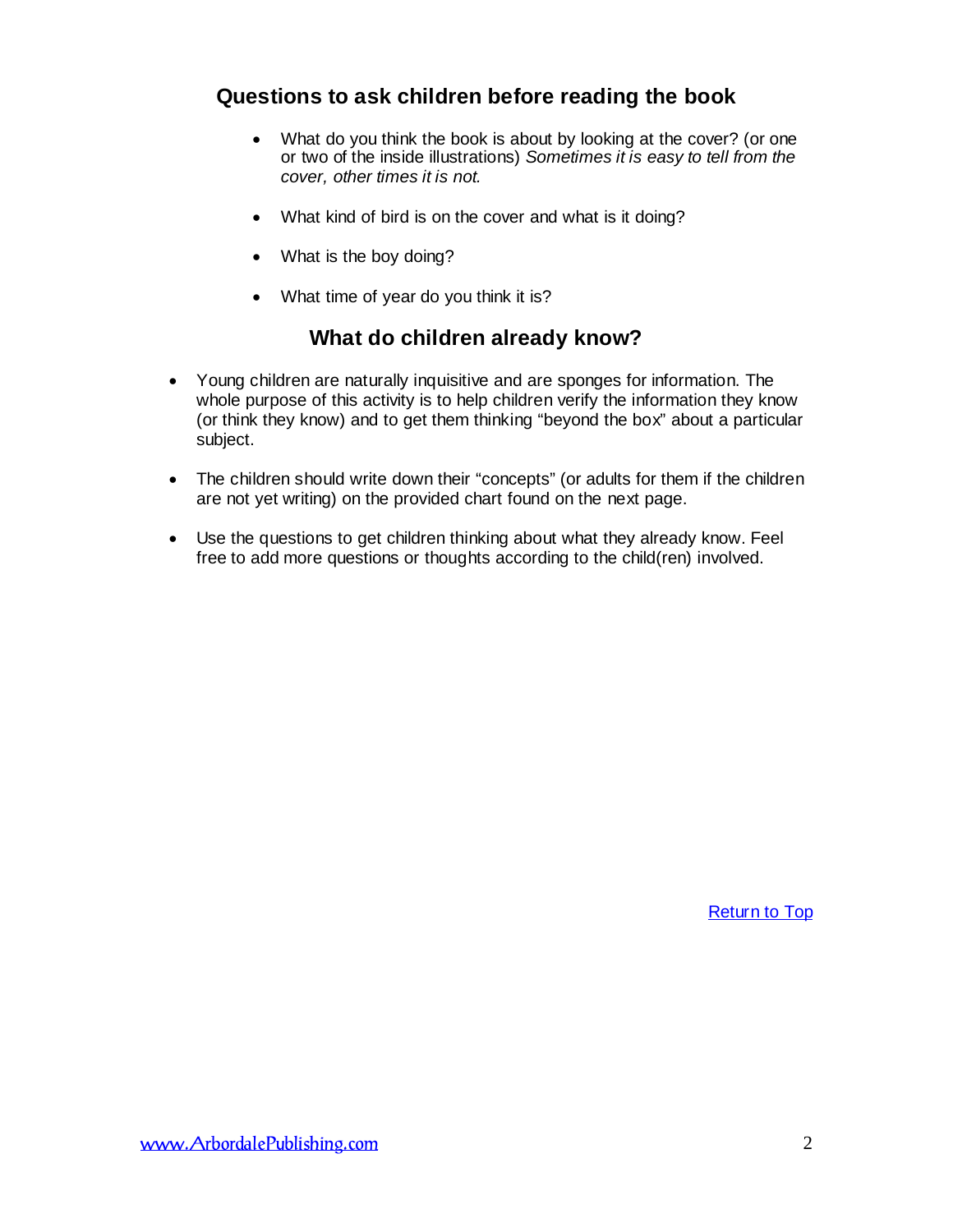## Questions to ask children before reading the book

- What do you think the book is about by looking at the cover? (or one or two of the inside illustrations) *Sometimes it is easy to tell from the cover, other times it is not.*
- What kind of bird is on the cover and what is it doing?
- What is the boy doing?
- What time of year do you think it is?

## What do children already know?

- Young children are naturally inquisitive and are sponges for information. The whole purpose of this activity is to help children verify the information they know (or think they know) and to get them thinking "beyond the box" about a particular subject.
- The children should write down their "concepts" (or adults for them if the children are not yet writing) on the provided chart found on the next page.
- Use the questions to get children thinking about what they already know. Feel free to add more questions or thoughts according to the child(ren) involved.

Return to Top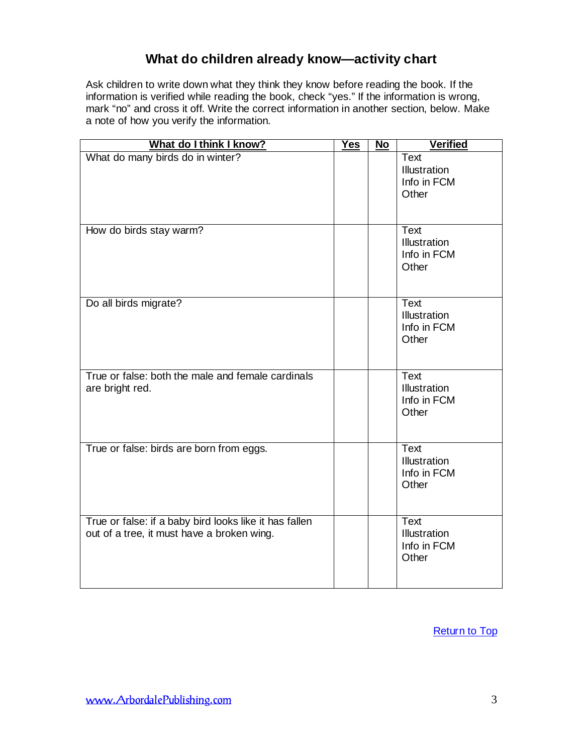## What do children already know—activity chart

Ask children to write down what they think they know before reading the book. If the information is verified while reading the book, check "yes." If the information is wrong, mark "no" and cross it off. Write the correct information in another section, below. Make a note of how you verify the information.

| What do I think I know? | Yes | No | Verified |
|---|---|---|---|
| What do many birds do in winter? | | | Text<br>Illustration<br>Info in FCM<br>Other |
| How do birds stay warm? | | | Text<br>Illustration<br>Info in FCM<br>Other |
| Do all birds migrate? | | | Text<br>Illustration<br>Info in FCM<br>Other |
| True or false: both the male and female cardinals are bright red. | | | Text<br>Illustration<br>Info in FCM<br>Other |
| True or false: birds are born from eggs. | | | Text<br>Illustration<br>Info in FCM<br>Other |
| True or false: if a baby bird looks like it has fallen out of a tree, it must have a broken wing. | | | Text<br>Illustration<br>Info in FCM<br>Other |

Return to Top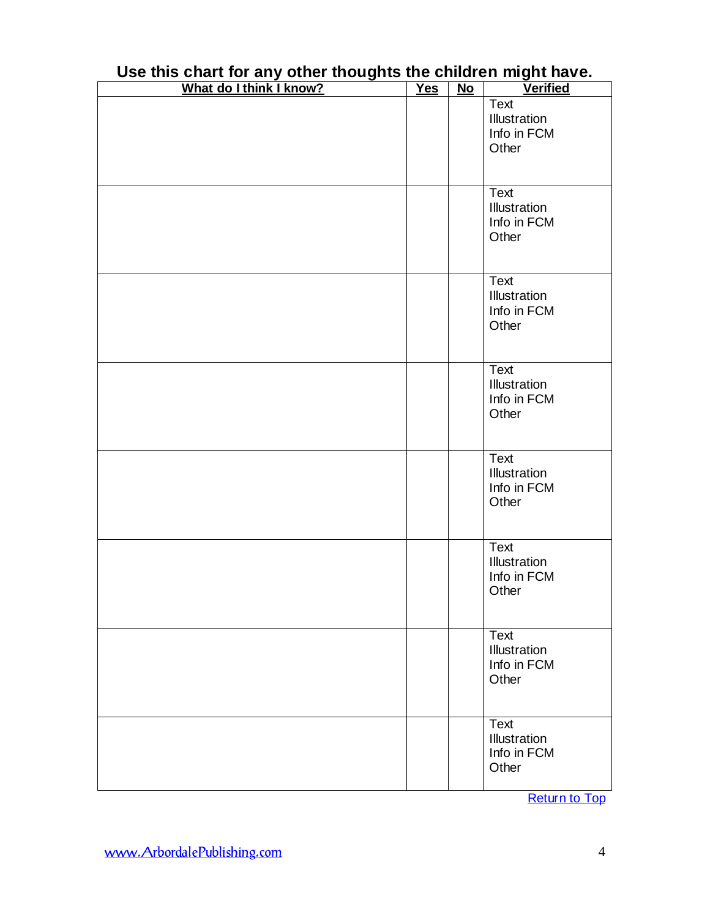## Use this chart for any other thoughts the children might have.

| What do I think I know? | Yes | No | Verified |
|---|---|---|---|
| | | | Text<br>Illustration<br>Info in FCM<br>Other |
| | | | Text<br>Illustration<br>Info in FCM<br>Other |
| | | | Text<br>Illustration<br>Info in FCM<br>Other |
| | | | Text<br>Illustration<br>Info in FCM<br>Other |
| | | | Text<br>Illustration<br>Info in FCM<br>Other |
| | | | Text<br>Illustration<br>Info in FCM<br>Other |
| | | | Text<br>Illustration<br>Info in FCM<br>Other |
| | | | Text<br>Illustration<br>Info in FCM<br>Other |

Return to Top

www.ArbordalePublishing.com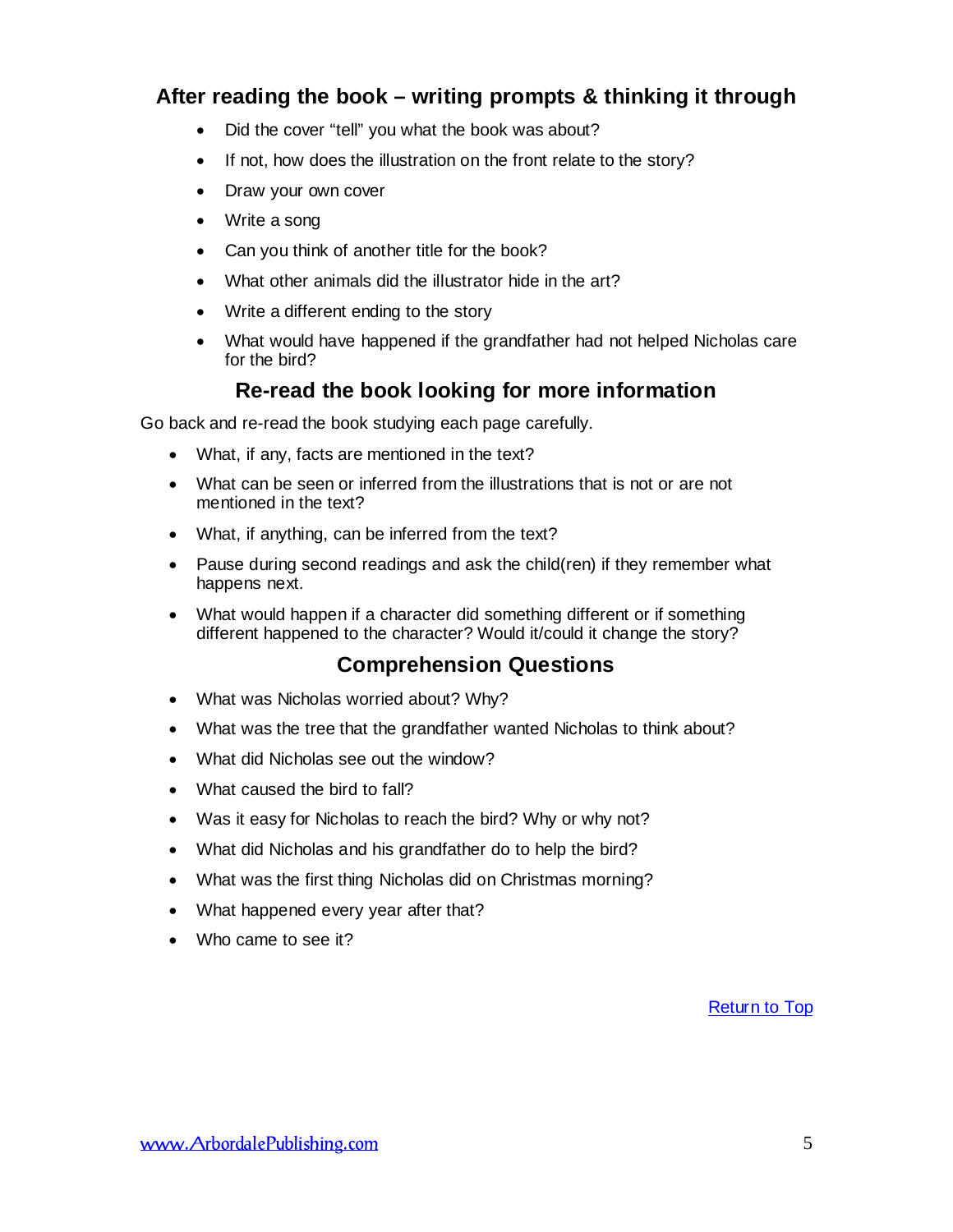## After reading the book – writing prompts & thinking it through

- Did the cover "tell" you what the book was about?
- If not, how does the illustration on the front relate to the story?
- Draw your own cover
- Write a song
- Can you think of another title for the book?
- What other animals did the illustrator hide in the art?
- Write a different ending to the story
- What would have happened if the grandfather had not helped Nicholas care for the bird?

## Re-read the book looking for more information

Go back and re-read the book studying each page carefully.

- What, if any, facts are mentioned in the text?
- What can be seen or inferred from the illustrations that is not or are not mentioned in the text?
- What, if anything, can be inferred from the text?
- Pause during second readings and ask the child(ren) if they remember what happens next.
- What would happen if a character did something different or if something different happened to the character? Would it/could it change the story?

## Comprehension Questions

- What was Nicholas worried about? Why?
- What was the tree that the grandfather wanted Nicholas to think about?
- What did Nicholas see out the window?
- What caused the bird to fall?
- Was it easy for Nicholas to reach the bird? Why or why not?
- What did Nicholas and his grandfather do to help the bird?
- What was the first thing Nicholas did on Christmas morning?
- What happened every year after that?
- Who came to see it?

Return to Top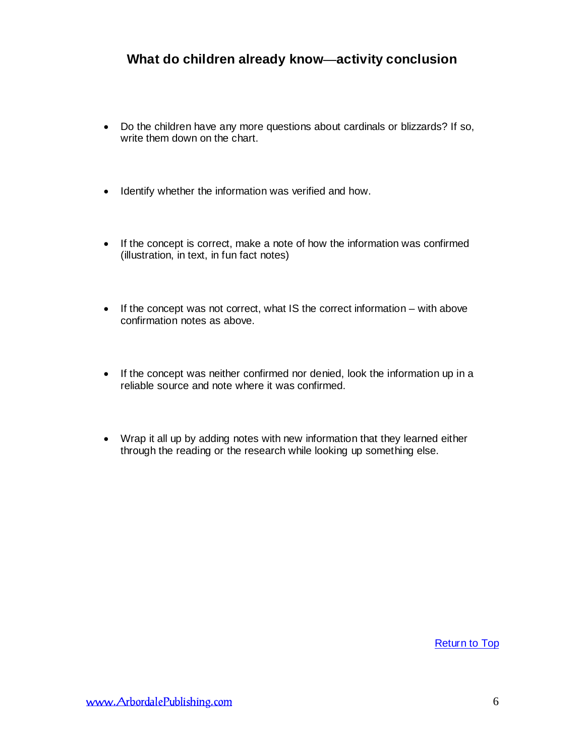## What do children already know—activity conclusion

- Do the children have any more questions about cardinals or blizzards? If so, write them down on the chart.
- Identify whether the information was verified and how.
- If the concept is correct, make a note of how the information was confirmed (illustration, in text, in fun fact notes)
- If the concept was not correct, what IS the correct information – with above confirmation notes as above.
- If the concept was neither confirmed nor denied, look the information up in a reliable source and note where it was confirmed.
- Wrap it all up by adding notes with new information that they learned either through the reading or the research while looking up something else.

Return to Top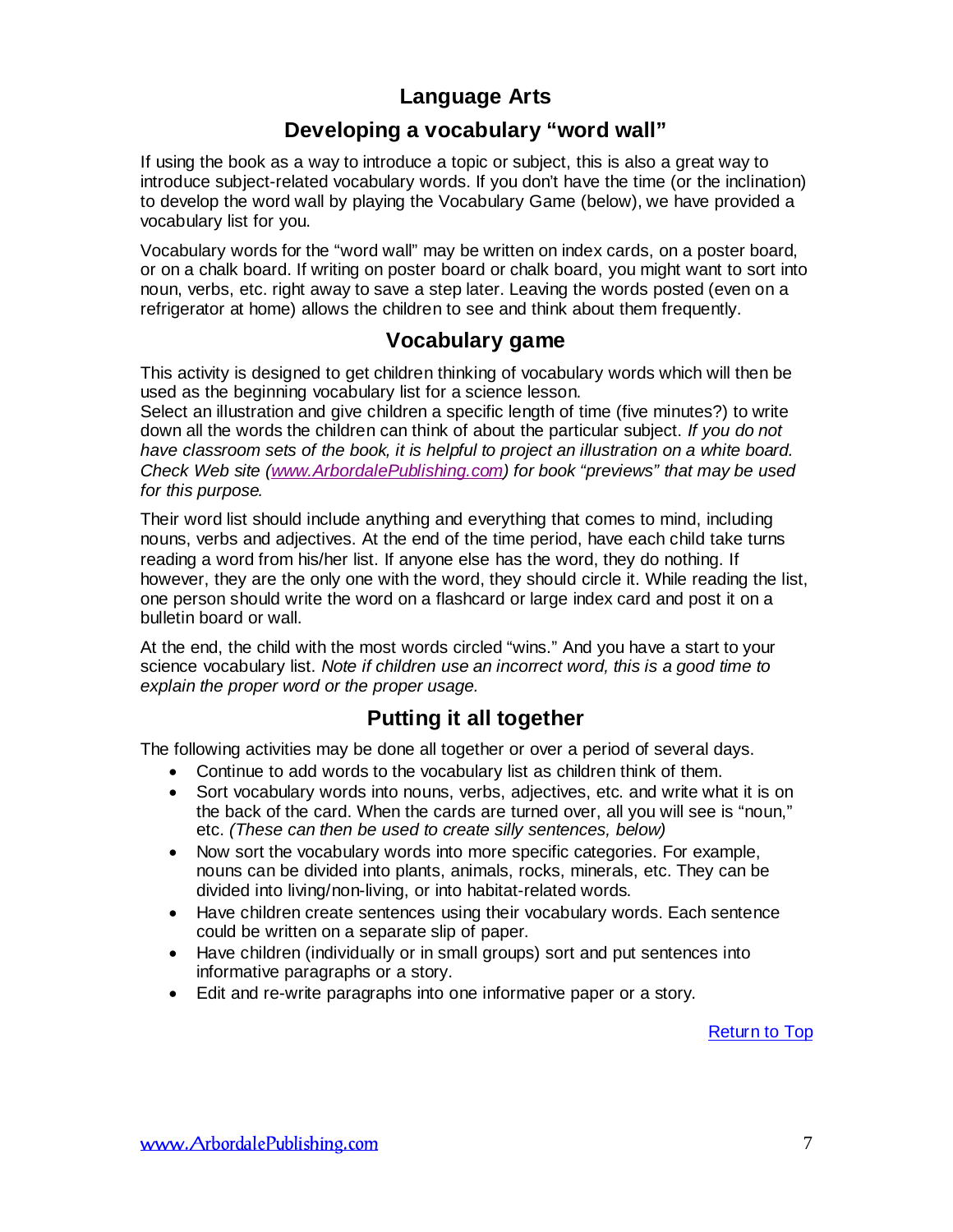## Language Arts

### Developing a vocabulary "word wall"

If using the book as a way to introduce a topic or subject, this is also a great way to introduce subject-related vocabulary words. If you don't have the time (or the inclination) to develop the word wall by playing the Vocabulary Game (below), we have provided a vocabulary list for you.

Vocabulary words for the "word wall" may be written on index cards, on a poster board, or on a chalk board. If writing on poster board or chalk board, you might want to sort into noun, verbs, etc. right away to save a step later. Leaving the words posted (even on a refrigerator at home) allows the children to see and think about them frequently.

### Vocabulary game

This activity is designed to get children thinking of vocabulary words which will then be used as the beginning vocabulary list for a science lesson.
Select an illustration and give children a specific length of time (five minutes?) to write down all the words the children can think of about the particular subject. *If you do not have classroom sets of the book, it is helpful to project an illustration on a white board. Check Web site ([www.ArbordalePublishing.com](http://www.ArbordalePublishing.com)) for book "previews" that may be used for this purpose.*

Their word list should include anything and everything that comes to mind, including nouns, verbs and adjectives. At the end of the time period, have each child take turns reading a word from his/her list. If anyone else has the word, they do nothing. If however, they are the only one with the word, they should circle it. While reading the list, one person should write the word on a flashcard or large index card and post it on a bulletin board or wall.

At the end, the child with the most words circled "wins." And you have a start to your science vocabulary list. *Note if children use an incorrect word, this is a good time to explain the proper word or the proper usage.*

### Putting it all together

The following activities may be done all together or over a period of several days.

- Continue to add words to the vocabulary list as children think of them.
- Sort vocabulary words into nouns, verbs, adjectives, etc. and write what it is on the back of the card. When the cards are turned over, all you will see is "noun," etc. *(These can then be used to create silly sentences, below)*
- Now sort the vocabulary words into more specific categories. For example, nouns can be divided into plants, animals, rocks, minerals, etc. They can be divided into living/non-living, or into habitat-related words.
- Have children create sentences using their vocabulary words. Each sentence could be written on a separate slip of paper.
- Have children (individually or in small groups) sort and put sentences into informative paragraphs or a story.
- Edit and re-write paragraphs into one informative paper or a story.

Return to Top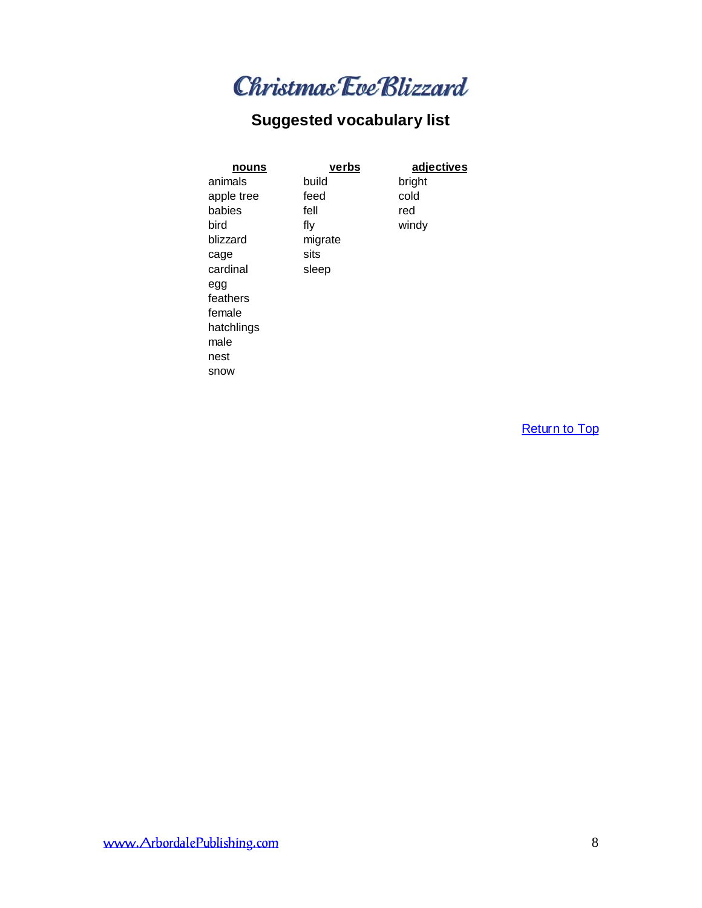# Christmas Eve Blizzard

## Suggested vocabulary list

| nouns | verbs | adjectives |
|---|---|---|
| animals | build | bright |
| apple tree | feed | cold |
| babies | fell | red |
| bird | fly | windy |
| blizzard | migrate | |
| cage | sits | |
| cardinal | sleep | |
| egg | | |
| feathers | | |
| female | | |
| hatchlings | | |
| male | | |
| nest | | |
| snow | | |

Return to Top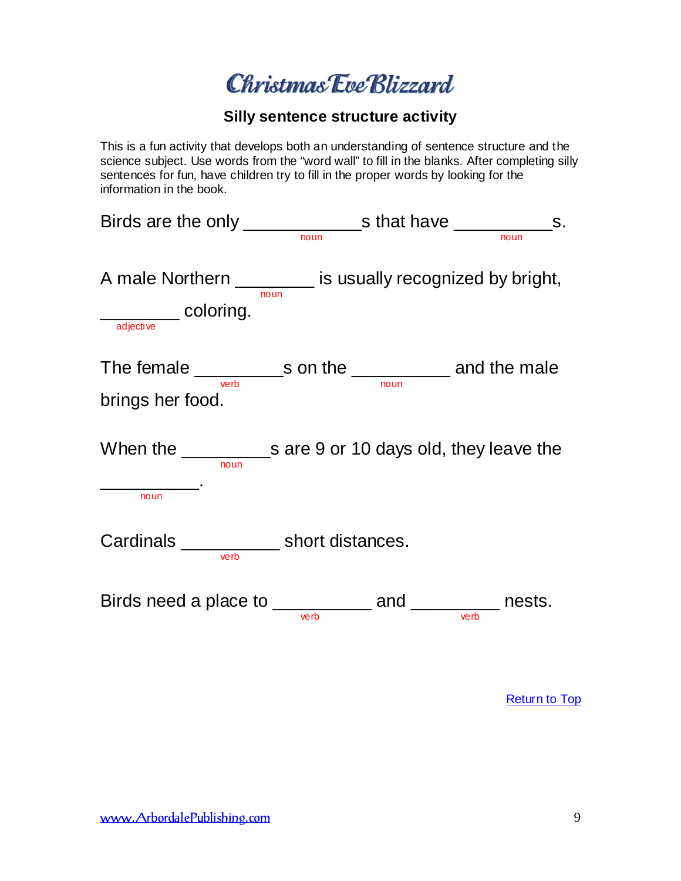# Christmas Eve Blizzard

## Silly sentence structure activity

This is a fun activity that develops both an understanding of sentence structure and the science subject. Use words from the "word wall" to fill in the blanks. After completing silly sentences for fun, have children try to fill in the proper words by looking for the information in the book.

Birds are the only ____________s that have __________s.
(noun) (noun)

A male Northern ________ is usually recognized by bright, ________ coloring.
(noun) (adjective)

The female _________s on the __________ and the male brings her food.
(verb) (noun)

When the _________s are 9 or 10 days old, they leave the __________.
(noun) (noun)

Cardinals __________ short distances.
(verb)

Birds need a place to __________ and _________ nests.
(verb) (verb)

Return to Top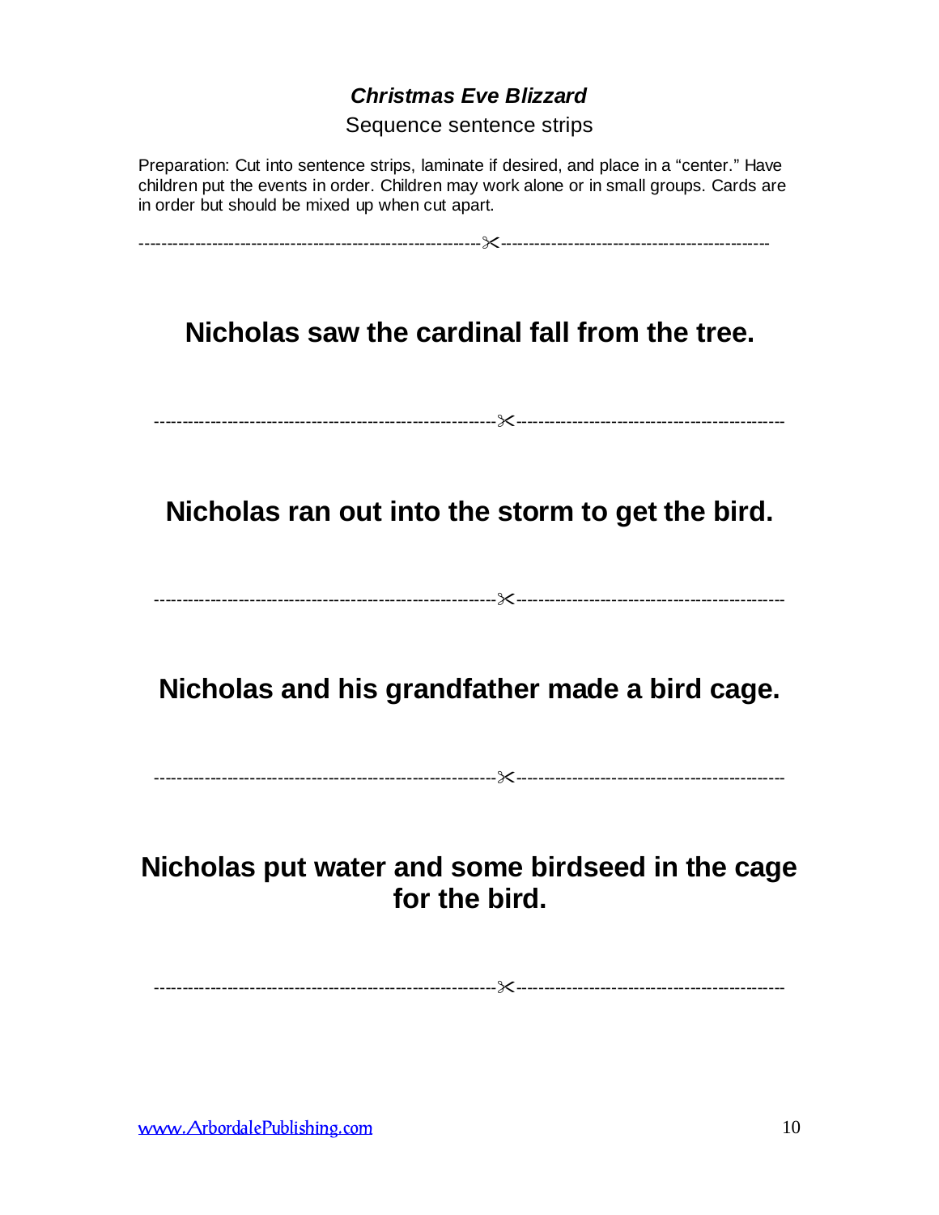### ***Christmas Eve Blizzard***

Sequence sentence strips

Preparation: Cut into sentence strips, laminate if desired, and place in a "center." Have children put the events in order. Children may work alone or in small groups. Cards are in order but should be mixed up when cut apart.

------------------------------------------------------------✂------------------------------------------------

**Nicholas saw the cardinal fall from the tree.**

------------------------------------------------------------✂------------------------------------------------

**Nicholas ran out into the storm to get the bird.**

------------------------------------------------------------✂------------------------------------------------

**Nicholas and his grandfather made a bird cage.**

------------------------------------------------------------✂------------------------------------------------

**Nicholas put water and some birdseed in the cage for the bird.**

------------------------------------------------------------✂------------------------------------------------

www.ArbordalePublishing.com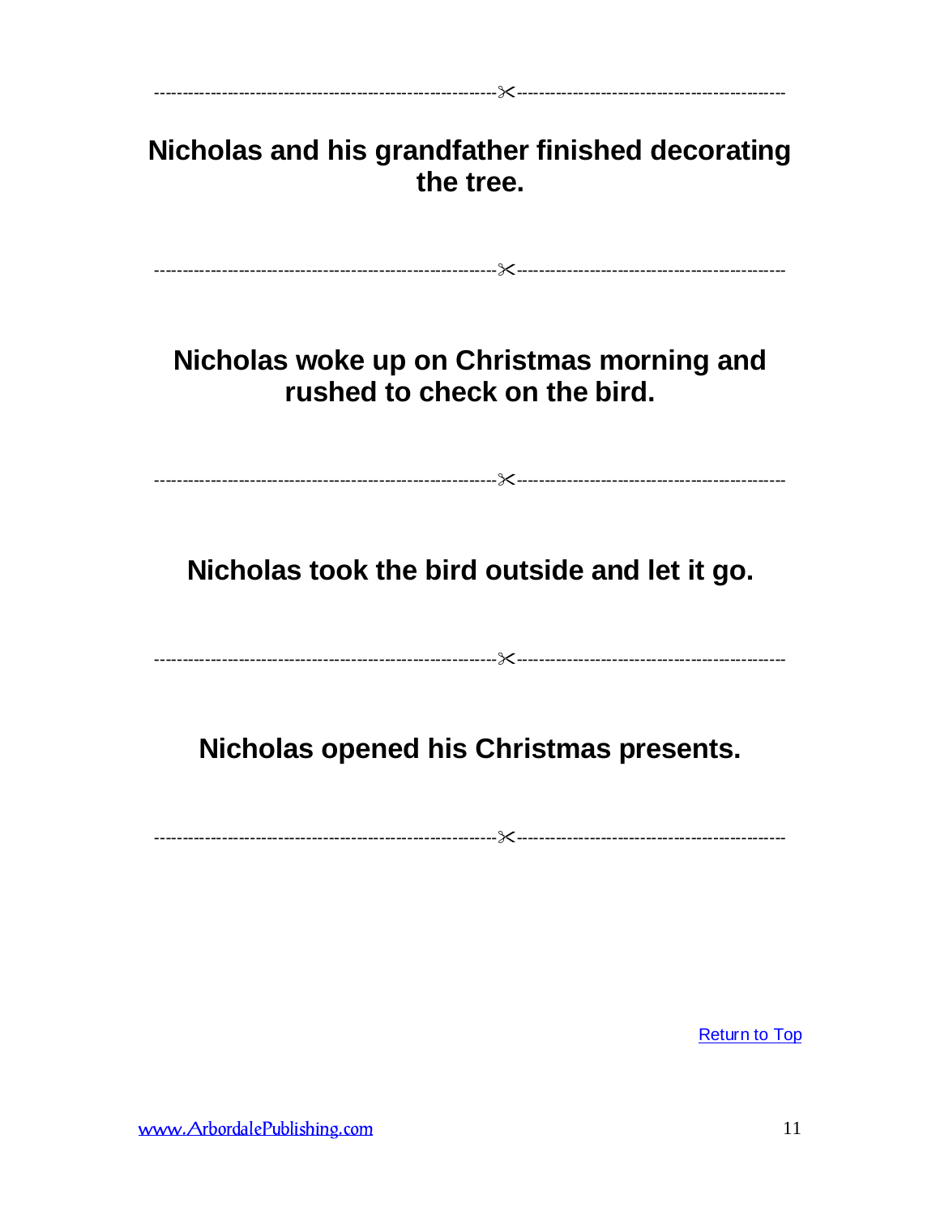---

**Nicholas and his grandfather finished decorating the tree.**

---

**Nicholas woke up on Christmas morning and rushed to check on the bird.**

---

**Nicholas took the bird outside and let it go.**

---

**Nicholas opened his Christmas presents.**

---

Return to Top

www.ArbordalePublishing.com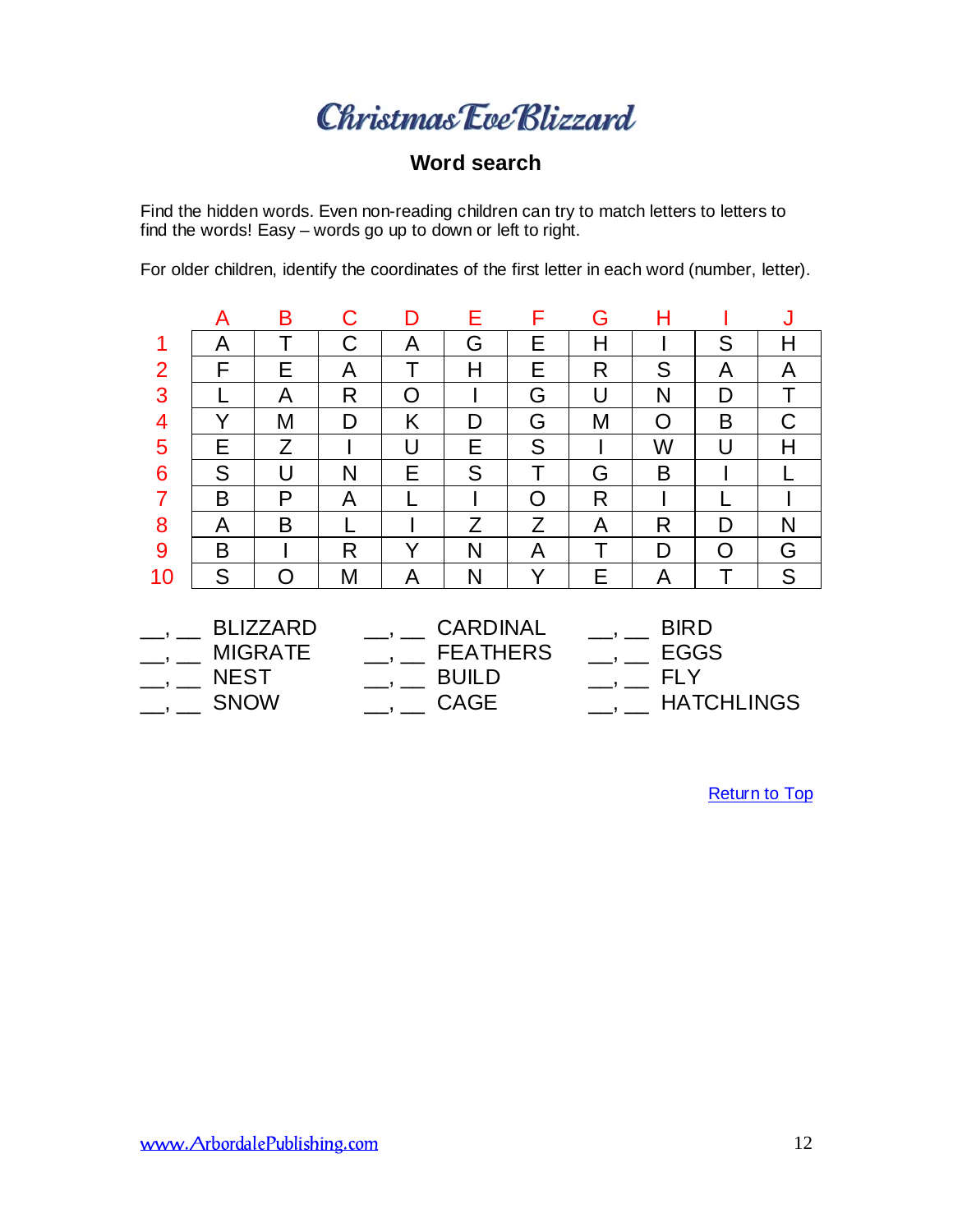# Christmas Eve Blizzard

## Word search

Find the hidden words. Even non-reading children can try to match letters to letters to find the words! Easy – words go up to down or left to right.

For older children, identify the coordinates of the first letter in each word (number, letter).

| | A | B | C | D | E | F | G | H | I | J |
|---|---|---|---|---|---|---|---|---|---|---|
| 1 | A | T | C | A | G | E | H | I | S | H |
| 2 | F | E | A | T | H | E | R | S | A | A |
| 3 | L | A | R | O | I | G | U | N | D | T |
| 4 | Y | M | D | K | D | G | M | O | B | C |
| 5 | E | Z | I | U | E | S | I | W | U | H |
| 6 | S | U | N | E | S | T | G | B | I | L |
| 7 | B | P | A | L | I | O | R | I | L | I |
| 8 | A | B | L | I | Z | Z | A | R | D | N |
| 9 | B | I | R | Y | N | A | T | D | O | G |
| 10 | S | O | M | A | N | Y | E | A | T | S |

| | | |
|---|---|---|
| \_\_, \_\_ BLIZZARD | \_\_, \_\_ CARDINAL | \_\_, \_\_ BIRD |
| \_\_, \_\_ MIGRATE | \_\_, \_\_ FEATHERS | \_\_, \_\_ EGGS |
| \_\_, \_\_ NEST | \_\_, \_\_ BUILD | \_\_, \_\_ FLY |
| \_\_, \_\_ SNOW | \_\_, \_\_ CAGE | \_\_, \_\_ HATCHLINGS |

Return to Top

www.ArbordalePublishing.com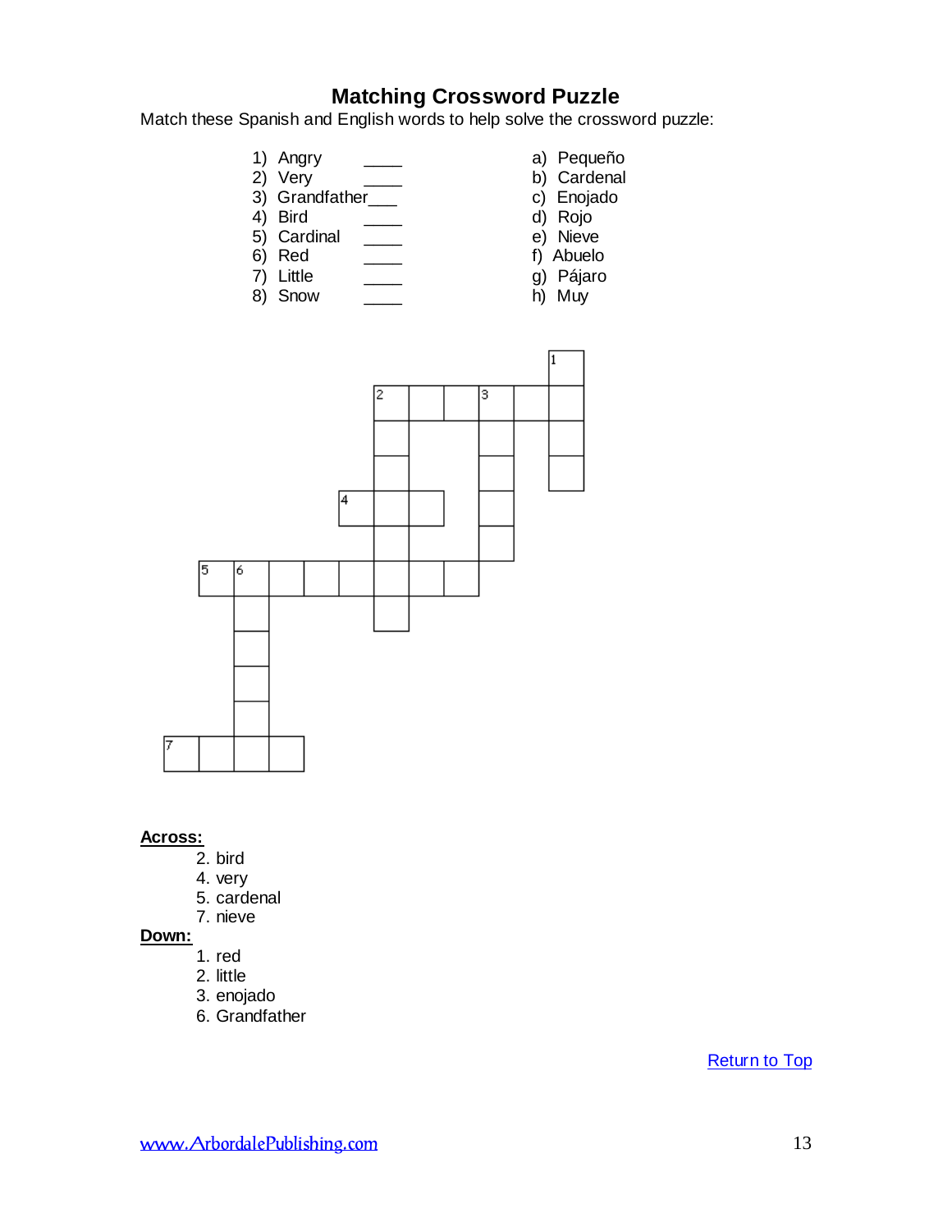# Matching Crossword Puzzle

Match these Spanish and English words to help solve the crossword puzzle:

| | |
|---|---|
| 1) Angry ____ | a) Pequeño |
| 2) Very ____ | b) Cardenal |
| 3) Grandfather___ | c) Enojado |
| 4) Bird ____ | d) Rojo |
| 5) Cardinal ____ | e) Nieve |
| 6) Red ____ | f) Abuelo |
| 7) Little ____ | g) Pájaro |
| 8) Snow ____ | h) Muy |

**Across:**

2. bird
4. very
5. cardenal
7. nieve

**Down:**

1. red
2. little
3. enojado
6. Grandfather

Return to Top

www.ArbordalePublishing.com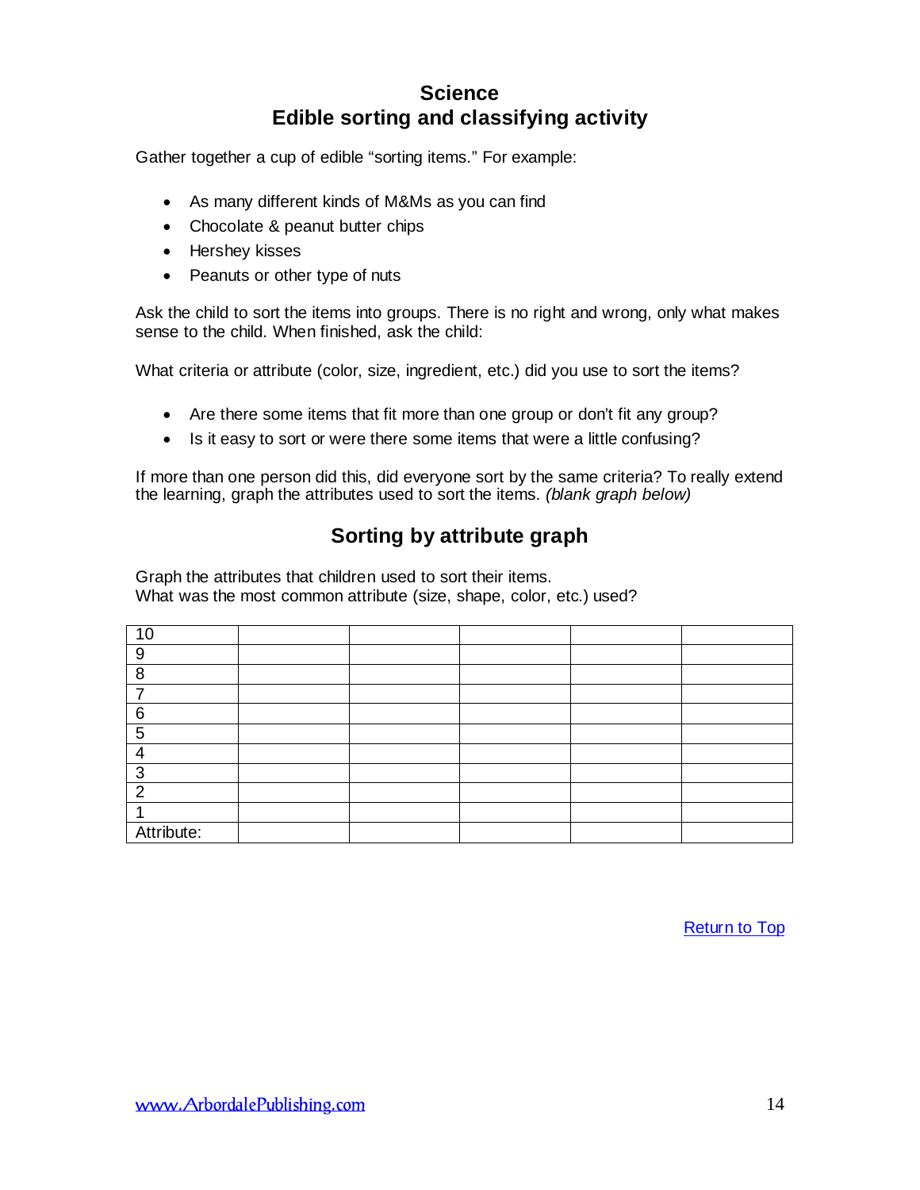## Science
## Edible sorting and classifying activity

Gather together a cup of edible "sorting items." For example:

- As many different kinds of M&Ms as you can find
- Chocolate & peanut butter chips
- Hershey kisses
- Peanuts or other type of nuts

Ask the child to sort the items into groups. There is no right and wrong, only what makes sense to the child. When finished, ask the child:

What criteria or attribute (color, size, ingredient, etc.) did you use to sort the items?

- Are there some items that fit more than one group or don't fit any group?
- Is it easy to sort or were there some items that were a little confusing?

If more than one person did this, did everyone sort by the same criteria? To really extend the learning, graph the attributes used to sort the items. *(blank graph below)*

## Sorting by attribute graph

Graph the attributes that children used to sort their items.
What was the most common attribute (size, shape, color, etc.) used?

| 10 | | | | | |
|---|---|---|---|---|---|
| 9 | | | | | |
| 8 | | | | | |
| 7 | | | | | |
| 6 | | | | | |
| 5 | | | | | |
| 4 | | | | | |
| 3 | | | | | |
| 2 | | | | | |
| 1 | | | | | |
| Attribute: | | | | | |

Return to Top

www.ArbordalePublishing.com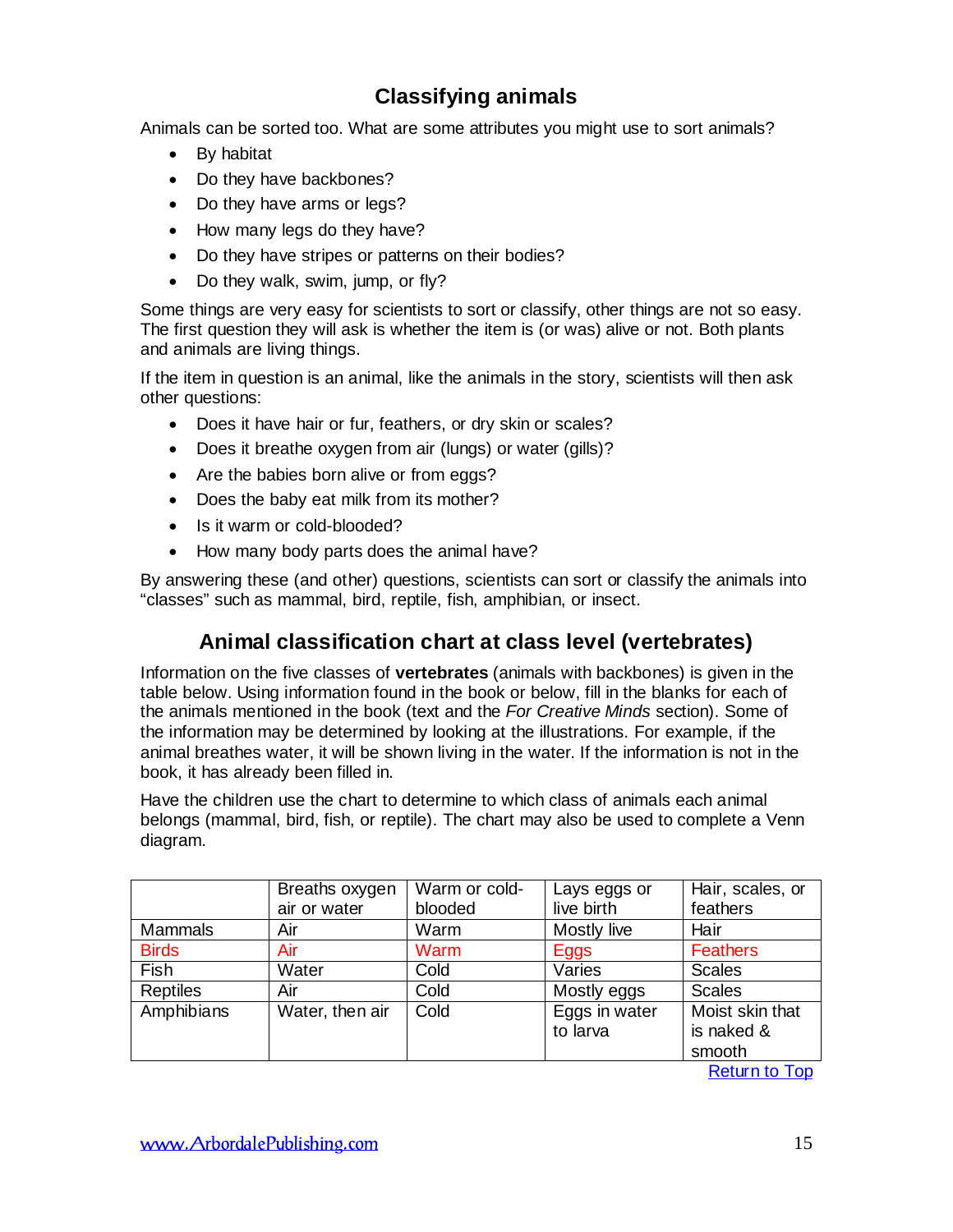## Classifying animals

Animals can be sorted too. What are some attributes you might use to sort animals?

- By habitat
- Do they have backbones?
- Do they have arms or legs?
- How many legs do they have?
- Do they have stripes or patterns on their bodies?
- Do they walk, swim, jump, or fly?

Some things are very easy for scientists to sort or classify, other things are not so easy. The first question they will ask is whether the item is (or was) alive or not. Both plants and animals are living things.

If the item in question is an animal, like the animals in the story, scientists will then ask other questions:

- Does it have hair or fur, feathers, or dry skin or scales?
- Does it breathe oxygen from air (lungs) or water (gills)?
- Are the babies born alive or from eggs?
- Does the baby eat milk from its mother?
- Is it warm or cold-blooded?
- How many body parts does the animal have?

By answering these (and other) questions, scientists can sort or classify the animals into "classes" such as mammal, bird, reptile, fish, amphibian, or insect.

## Animal classification chart at class level (vertebrates)

Information on the five classes of **vertebrates** (animals with backbones) is given in the table below. Using information found in the book or below, fill in the blanks for each of the animals mentioned in the book (text and the *For Creative Minds* section). Some of the information may be determined by looking at the illustrations. For example, if the animal breathes water, it will be shown living in the water. If the information is not in the book, it has already been filled in.

Have the children use the chart to determine to which class of animals each animal belongs (mammal, bird, fish, or reptile). The chart may also be used to complete a Venn diagram.

| | Breaths oxygen air or water | Warm or cold-blooded | Lays eggs or live birth | Hair, scales, or feathers |
|---|---|---|---|---|
| Mammals | Air | Warm | Mostly live | Hair |
| Birds | Air | Warm | Eggs | Feathers |
| Fish | Water | Cold | Varies | Scales |
| Reptiles | Air | Cold | Mostly eggs | Scales |
| Amphibians | Water, then air | Cold | Eggs in water to larva | Moist skin that is naked & smooth |

Return to Top

www.ArbordalePublishing.com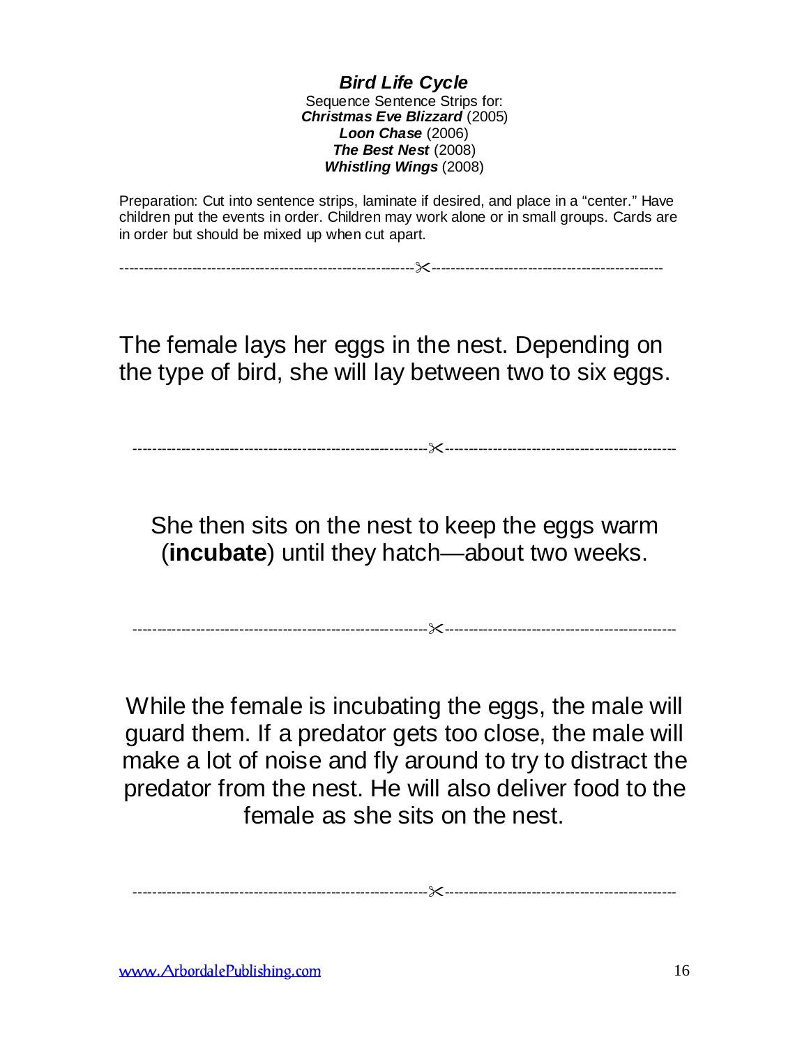***Bird Life Cycle***

Sequence Sentence Strips for:

***Christmas Eve Blizzard*** (2005)

***Loon Chase*** (2006)

***The Best Nest*** (2008)

***Whistling Wings*** (2008)

Preparation: Cut into sentence strips, laminate if desired, and place in a "center." Have children put the events in order. Children may work alone or in small groups. Cards are in order but should be mixed up when cut apart.

---

The female lays her eggs in the nest. Depending on the type of bird, she will lay between two to six eggs.

---

She then sits on the nest to keep the eggs warm (**incubate**) until they hatch—about two weeks.

---

While the female is incubating the eggs, the male will guard them. If a predator gets too close, the male will make a lot of noise and fly around to try to distract the predator from the nest. He will also deliver food to the female as she sits on the nest.

---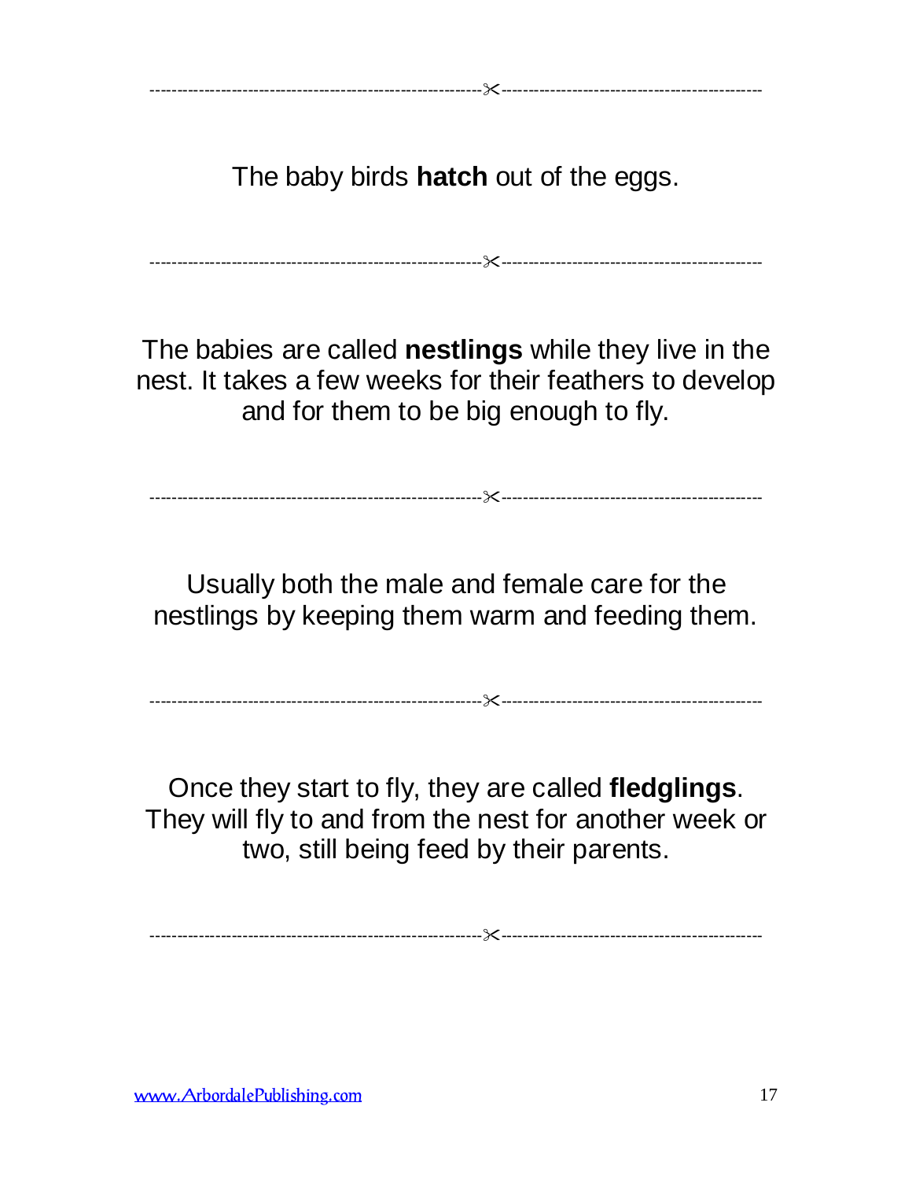The baby birds **hatch** out of the eggs.

The babies are called **nestlings** while they live in the nest. It takes a few weeks for their feathers to develop and for them to be big enough to fly.

Usually both the male and female care for the nestlings by keeping them warm and feeding them.

Once they start to fly, they are called **fledglings**. They will fly to and from the nest for another week or two, still being feed by their parents.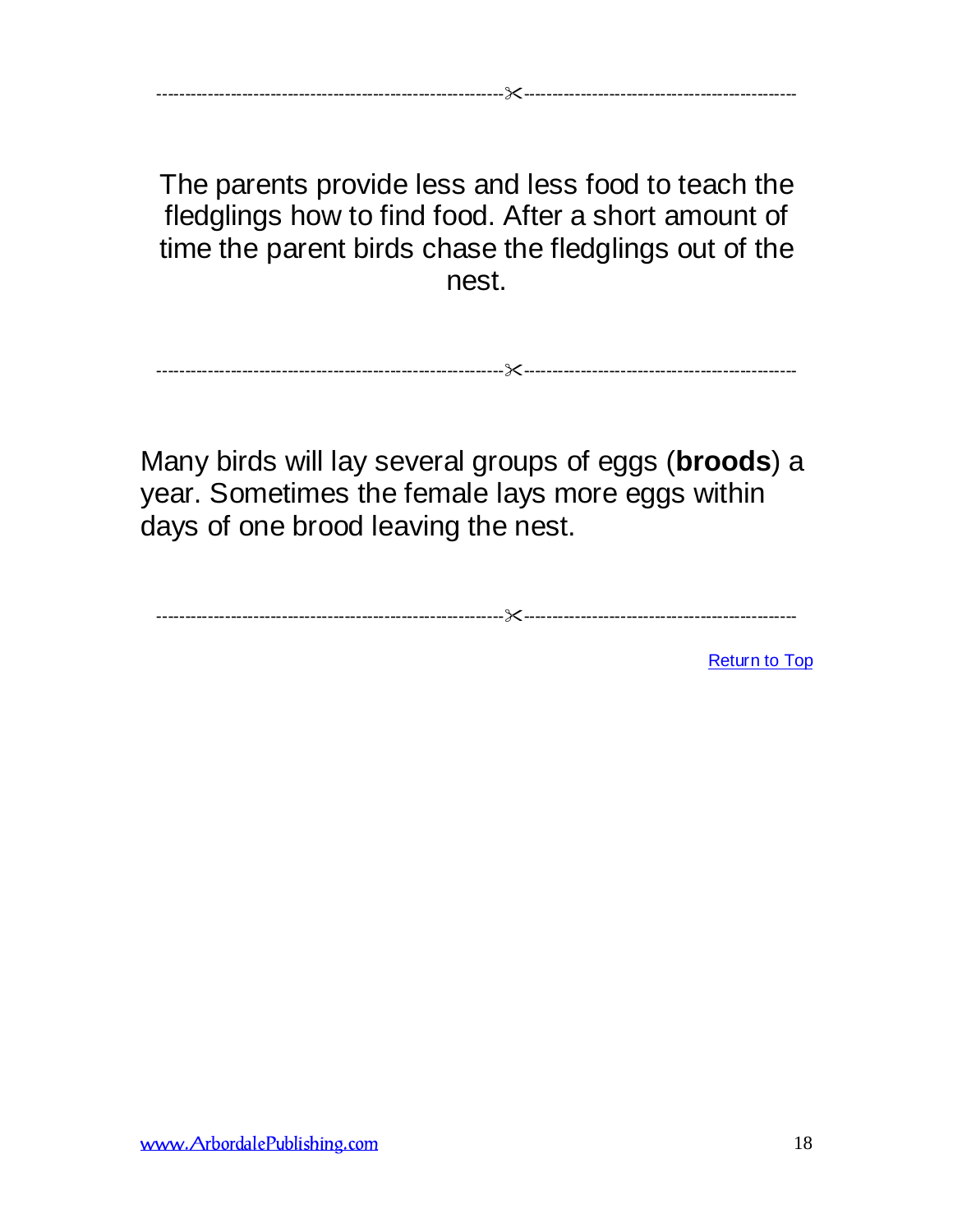The parents provide less and less food to teach the fledglings how to find food. After a short amount of time the parent birds chase the fledglings out of the nest.

Many birds will lay several groups of eggs (**broods**) a year. Sometimes the female lays more eggs within days of one brood leaving the nest.

Return to Top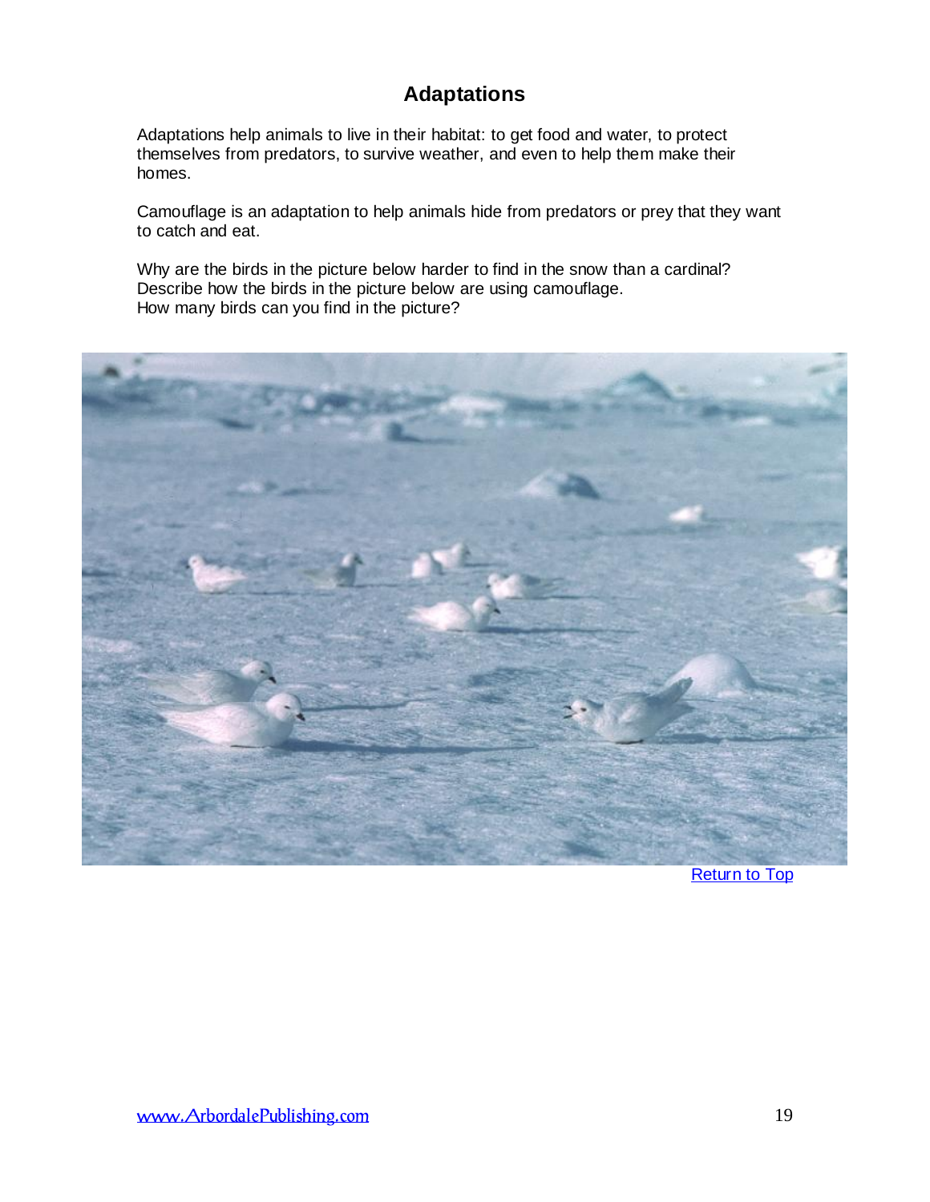## Adaptations

Adaptations help animals to live in their habitat: to get food and water, to protect themselves from predators, to survive weather, and even to help them make their homes.

Camouflage is an adaptation to help animals hide from predators or prey that they want to catch and eat.

Why are the birds in the picture below harder to find in the snow than a cardinal?
Describe how the birds in the picture below are using camouflage.
How many birds can you find in the picture?

Return to Top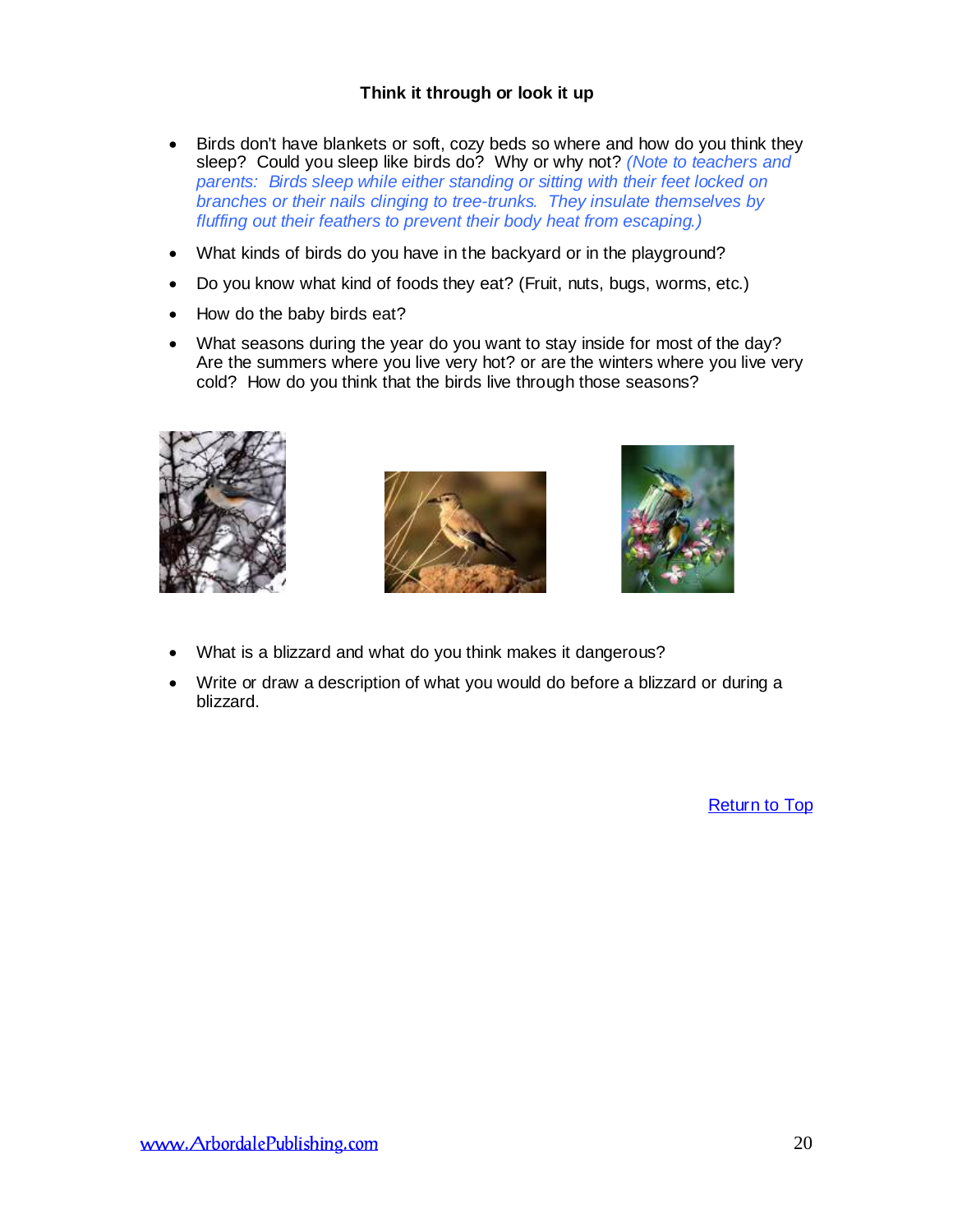### Think it through or look it up

- Birds don't have blankets or soft, cozy beds so where and how do you think they sleep? Could you sleep like birds do? Why or why not? *(Note to teachers and parents: Birds sleep while either standing or sitting with their feet locked on branches or their nails clinging to tree-trunks. They insulate themselves by fluffing out their feathers to prevent their body heat from escaping.)*
- What kinds of birds do you have in the backyard or in the playground?
- Do you know what kind of foods they eat? (Fruit, nuts, bugs, worms, etc.)
- How do the baby birds eat?
- What seasons during the year do you want to stay inside for most of the day? Are the summers where you live very hot? or are the winters where you live very cold? How do you think that the birds live through those seasons?

- What is a blizzard and what do you think makes it dangerous?
- Write or draw a description of what you would do before a blizzard or during a blizzard.

Return to Top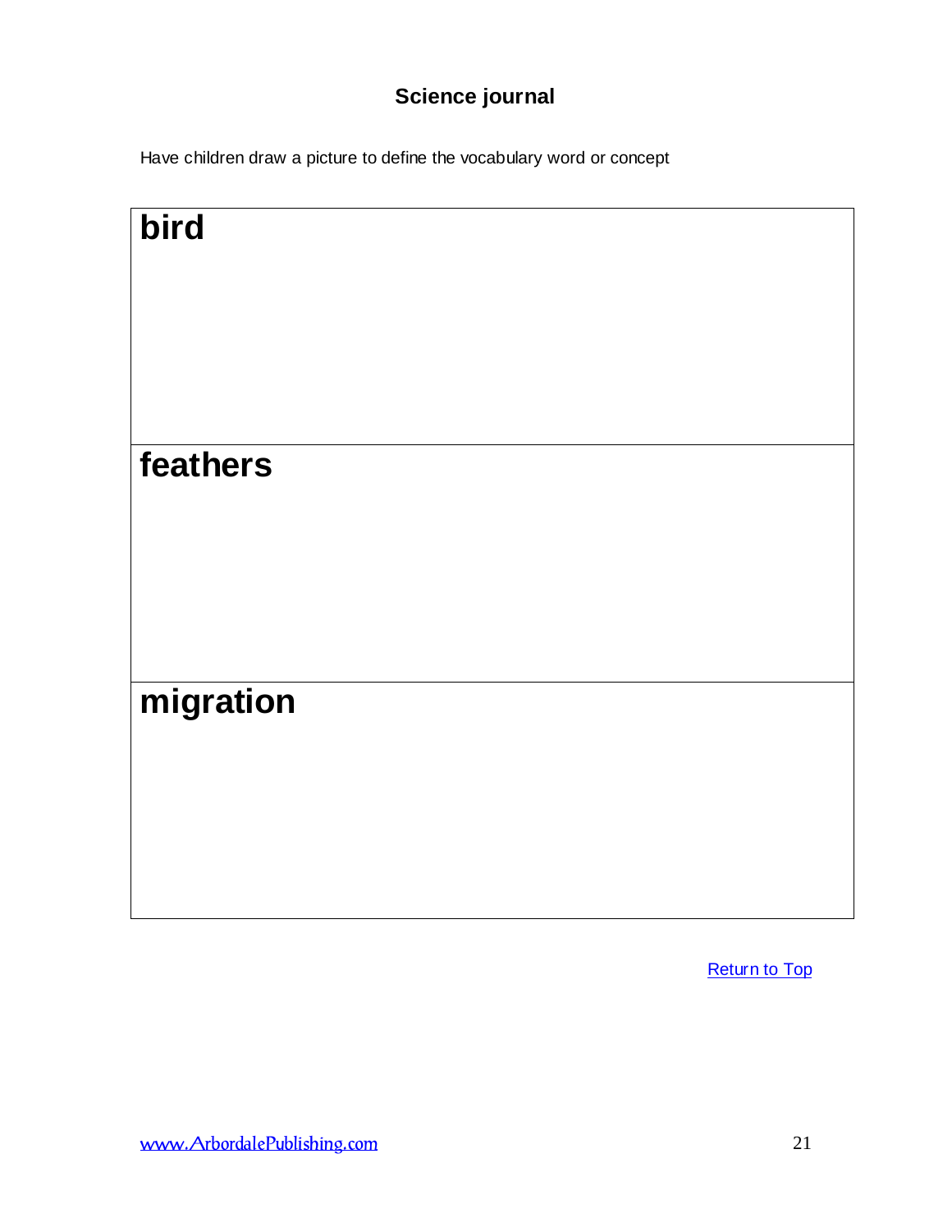## Science journal

Have children draw a picture to define the vocabulary word or concept

| **bird** |
| --- |
| **feathers** |
| **migration** |

Return to Top

www.ArbordalePublishing.com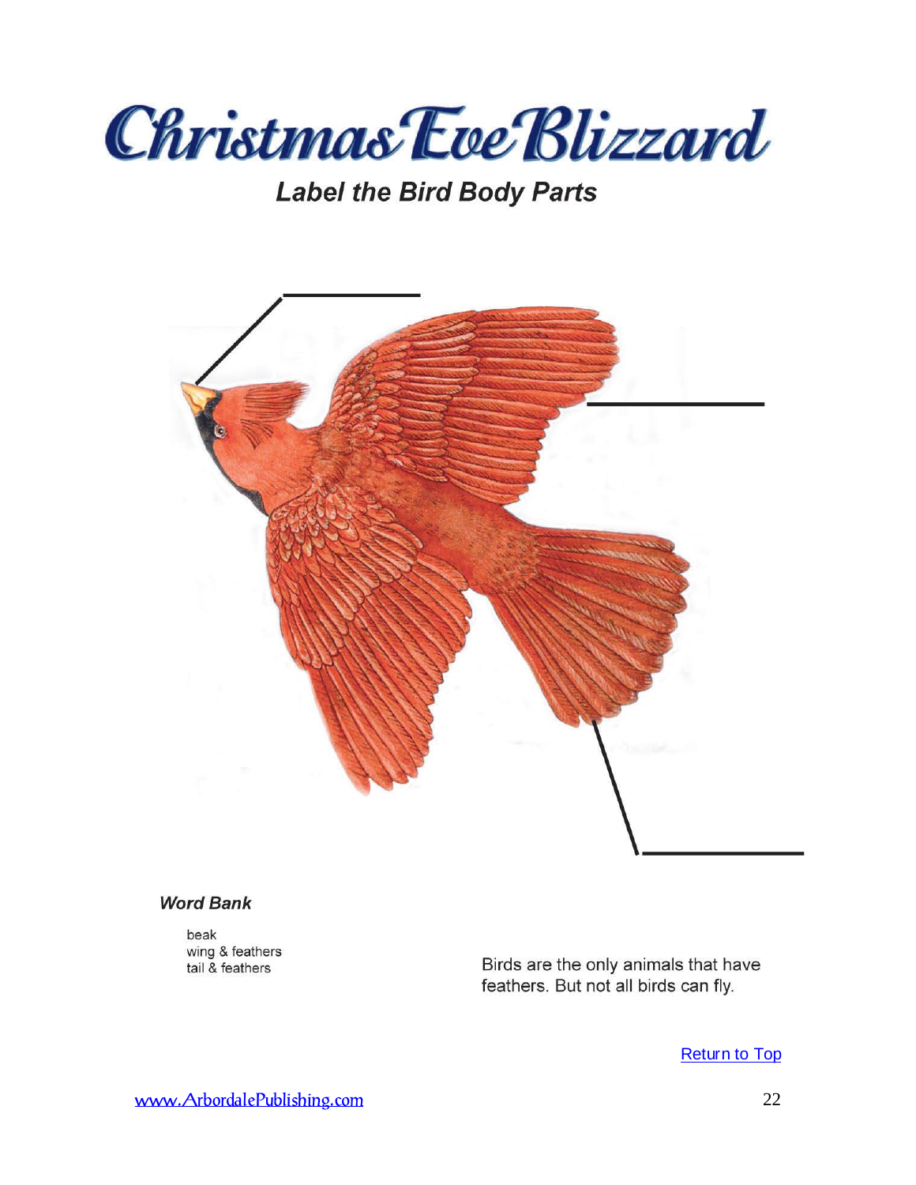# Christmas Eve Blizzard

## *Label the Bird Body Parts*

### *Word Bank*

beak
wing & feathers
tail & feathers

Birds are the only animals that have feathers. But not all birds can fly.

[Return to Top]

www.ArbordalePublishing.com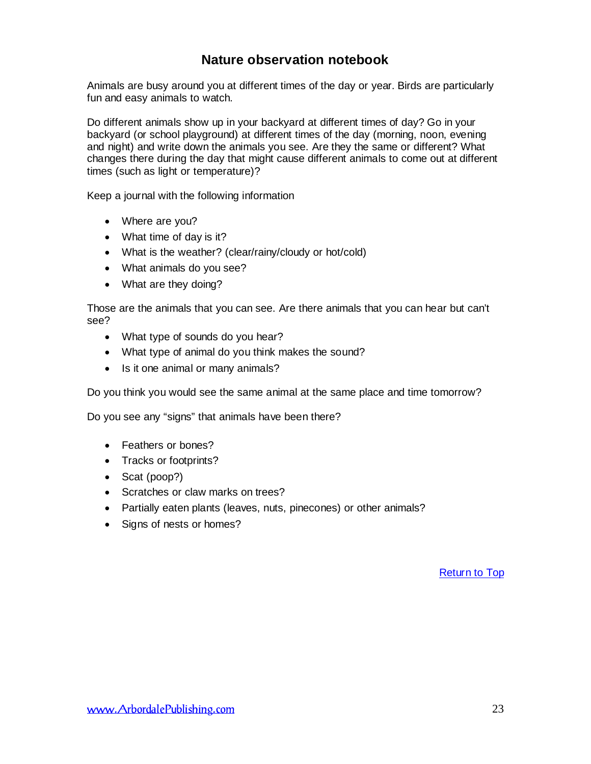## Nature observation notebook

Animals are busy around you at different times of the day or year. Birds are particularly fun and easy animals to watch.

Do different animals show up in your backyard at different times of day? Go in your backyard (or school playground) at different times of the day (morning, noon, evening and night) and write down the animals you see. Are they the same or different? What changes there during the day that might cause different animals to come out at different times (such as light or temperature)?

Keep a journal with the following information

- Where are you?
- What time of day is it?
- What is the weather? (clear/rainy/cloudy or hot/cold)
- What animals do you see?
- What are they doing?

Those are the animals that you can see. Are there animals that you can hear but can't see?

- What type of sounds do you hear?
- What type of animal do you think makes the sound?
- Is it one animal or many animals?

Do you think you would see the same animal at the same place and time tomorrow?

Do you see any "signs" that animals have been there?

- Feathers or bones?
- Tracks or footprints?
- Scat (poop?)
- Scratches or claw marks on trees?
- Partially eaten plants (leaves, nuts, pinecones) or other animals?
- Signs of nests or homes?

Return to Top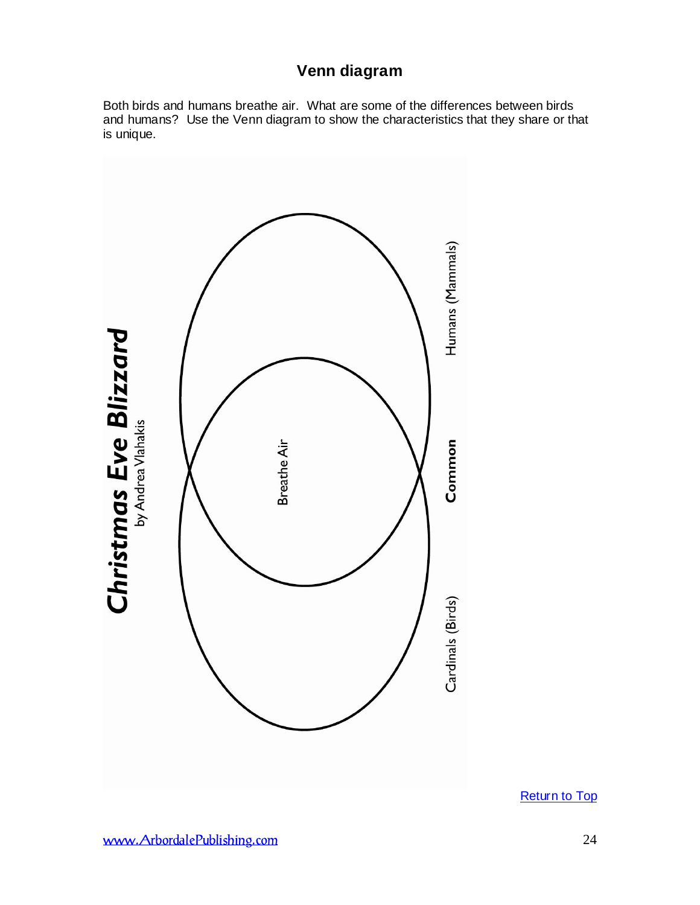# Venn diagram

Both birds and humans breathe air. What are some of the differences between birds and humans? Use the Venn diagram to show the characteristics that they share or that is unique.

***Christmas Eve Blizzard***
by Andrea Vlahakis

Humans (Mammals)

Breathe Air

**Common**

Cardinals (Birds)

[Return to Top](#)

www.ArbordalePublishing.com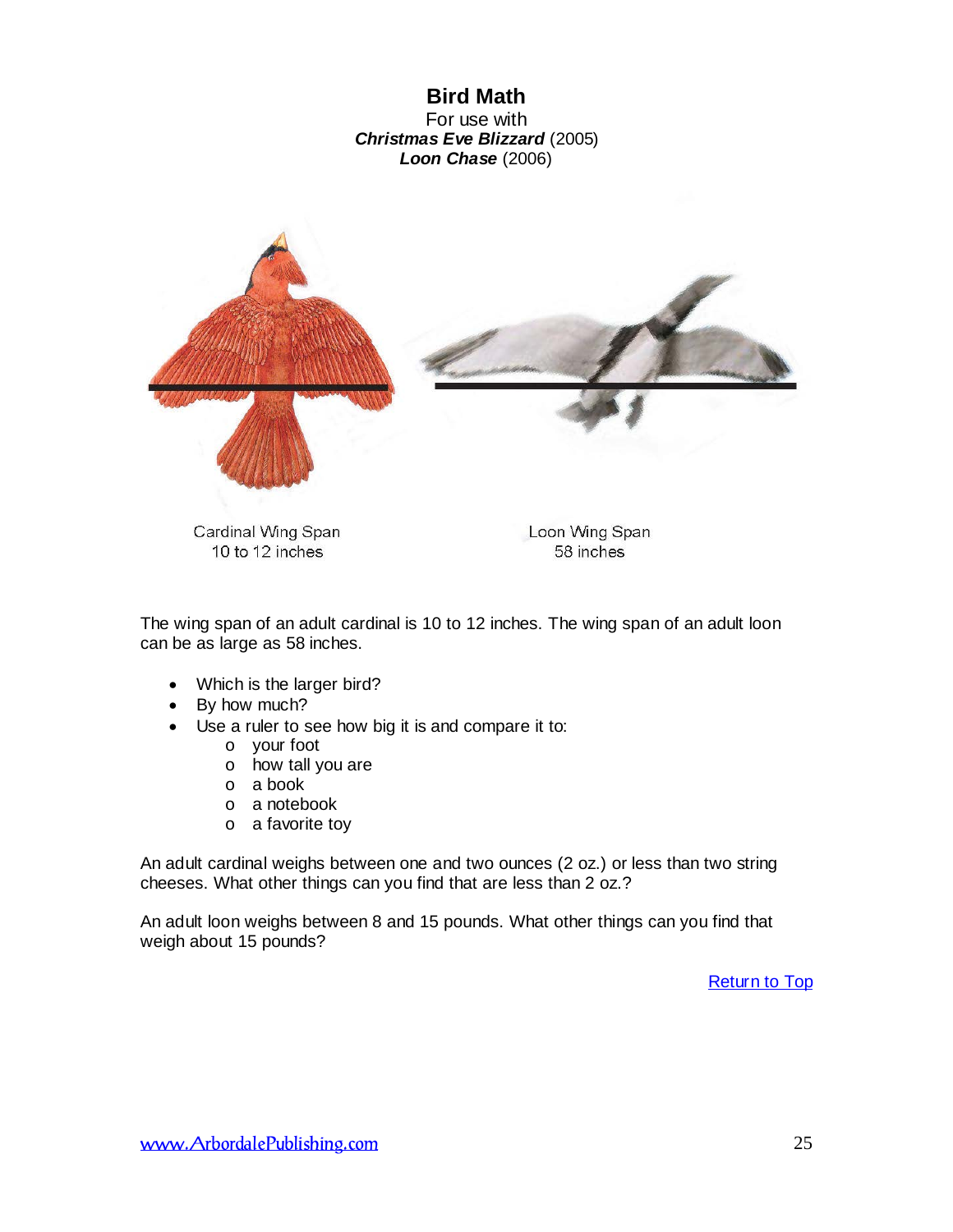# Bird Math

For use with
***Christmas Eve Blizzard*** (2005)
***Loon Chase*** (2006)

Cardinal Wing Span
10 to 12 inches

Loon Wing Span
58 inches

The wing span of an adult cardinal is 10 to 12 inches. The wing span of an adult loon can be as large as 58 inches.

- Which is the larger bird?
- By how much?
- Use a ruler to see how big it is and compare it to:
  - your foot
  - how tall you are
  - a book
  - a notebook
  - a favorite toy

An adult cardinal weighs between one and two ounces (2 oz.) or less than two string cheeses. What other things can you find that are less than 2 oz.?

An adult loon weighs between 8 and 15 pounds. What other things can you find that weigh about 15 pounds?

Return to Top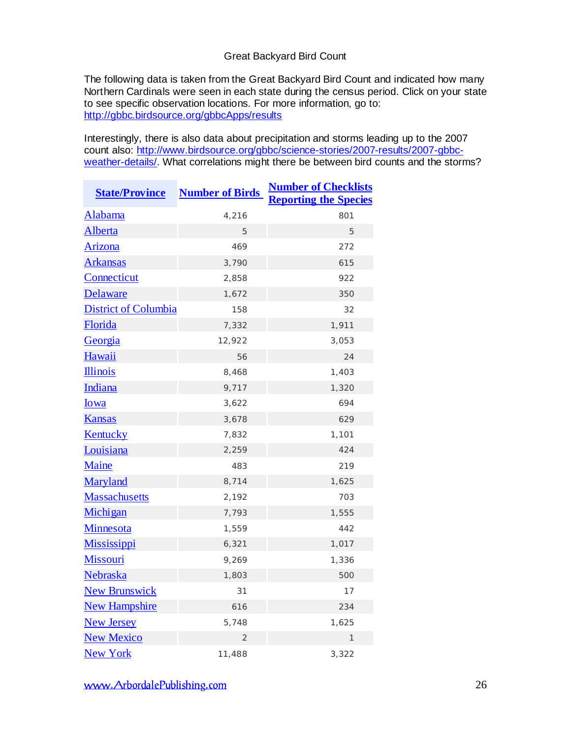Great Backyard Bird Count

The following data is taken from the Great Backyard Bird Count and indicated how many Northern Cardinals were seen in each state during the census period. Click on your state to see specific observation locations. For more information, go to: http://gbbc.birdsource.org/gbbcApps/results

Interestingly, there is also data about precipitation and storms leading up to the 2007 count also: http://www.birdsource.org/gbbc/science-stories/2007-results/2007-gbbc-weather-details/. What correlations might there be between bird counts and the storms?

| State/Province | Number of Birds | Number of Checklists Reporting the Species |
|---|---|---|
| Alabama | 4,216 | 801 |
| Alberta | 5 | 5 |
| Arizona | 469 | 272 |
| Arkansas | 3,790 | 615 |
| Connecticut | 2,858 | 922 |
| Delaware | 1,672 | 350 |
| District of Columbia | 158 | 32 |
| Florida | 7,332 | 1,911 |
| Georgia | 12,922 | 3,053 |
| Hawaii | 56 | 24 |
| Illinois | 8,468 | 1,403 |
| Indiana | 9,717 | 1,320 |
| Iowa | 3,622 | 694 |
| Kansas | 3,678 | 629 |
| Kentucky | 7,832 | 1,101 |
| Louisiana | 2,259 | 424 |
| Maine | 483 | 219 |
| Maryland | 8,714 | 1,625 |
| Massachusetts | 2,192 | 703 |
| Michigan | 7,793 | 1,555 |
| Minnesota | 1,559 | 442 |
| Mississippi | 6,321 | 1,017 |
| Missouri | 9,269 | 1,336 |
| Nebraska | 1,803 | 500 |
| New Brunswick | 31 | 17 |
| New Hampshire | 616 | 234 |
| New Jersey | 5,748 | 1,625 |
| New Mexico | 2 | 1 |
| New York | 11,488 | 3,322 |

www.ArbordalePublishing.com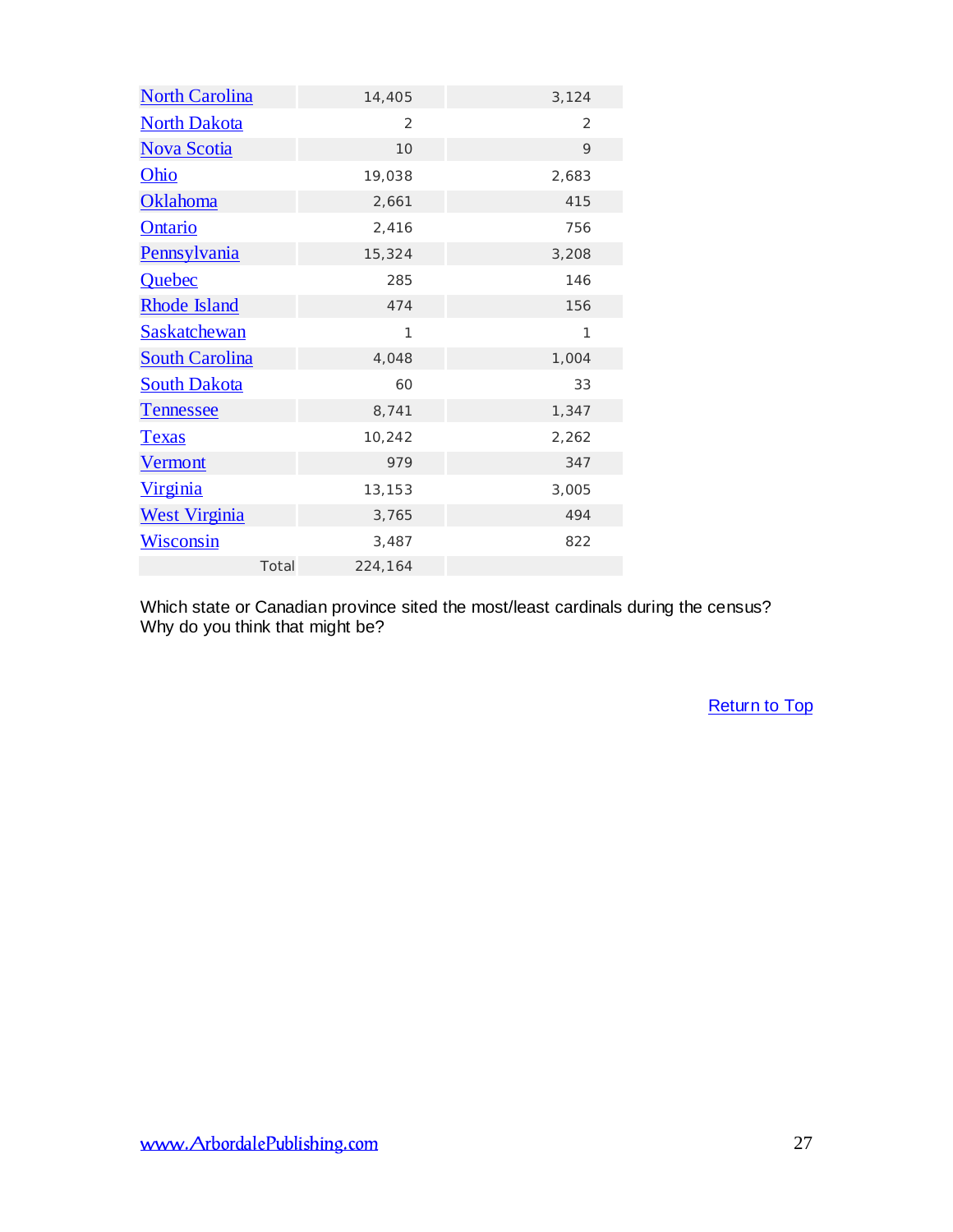| | | |
|---|---|---|
| North Carolina | 14,405 | 3,124 |
| North Dakota | 2 | 2 |
| Nova Scotia | 10 | 9 |
| Ohio | 19,038 | 2,683 |
| Oklahoma | 2,661 | 415 |
| Ontario | 2,416 | 756 |
| Pennsylvania | 15,324 | 3,208 |
| Quebec | 285 | 146 |
| Rhode Island | 474 | 156 |
| Saskatchewan | 1 | 1 |
| South Carolina | 4,048 | 1,004 |
| South Dakota | 60 | 33 |
| Tennessee | 8,741 | 1,347 |
| Texas | 10,242 | 2,262 |
| Vermont | 979 | 347 |
| Virginia | 13,153 | 3,005 |
| West Virginia | 3,765 | 494 |
| Wisconsin | 3,487 | 822 |
| Total | 224,164 | |

Which state or Canadian province sited the most/least cardinals during the census? Why do you think that might be?

Return to Top

www.ArbordalePublishing.com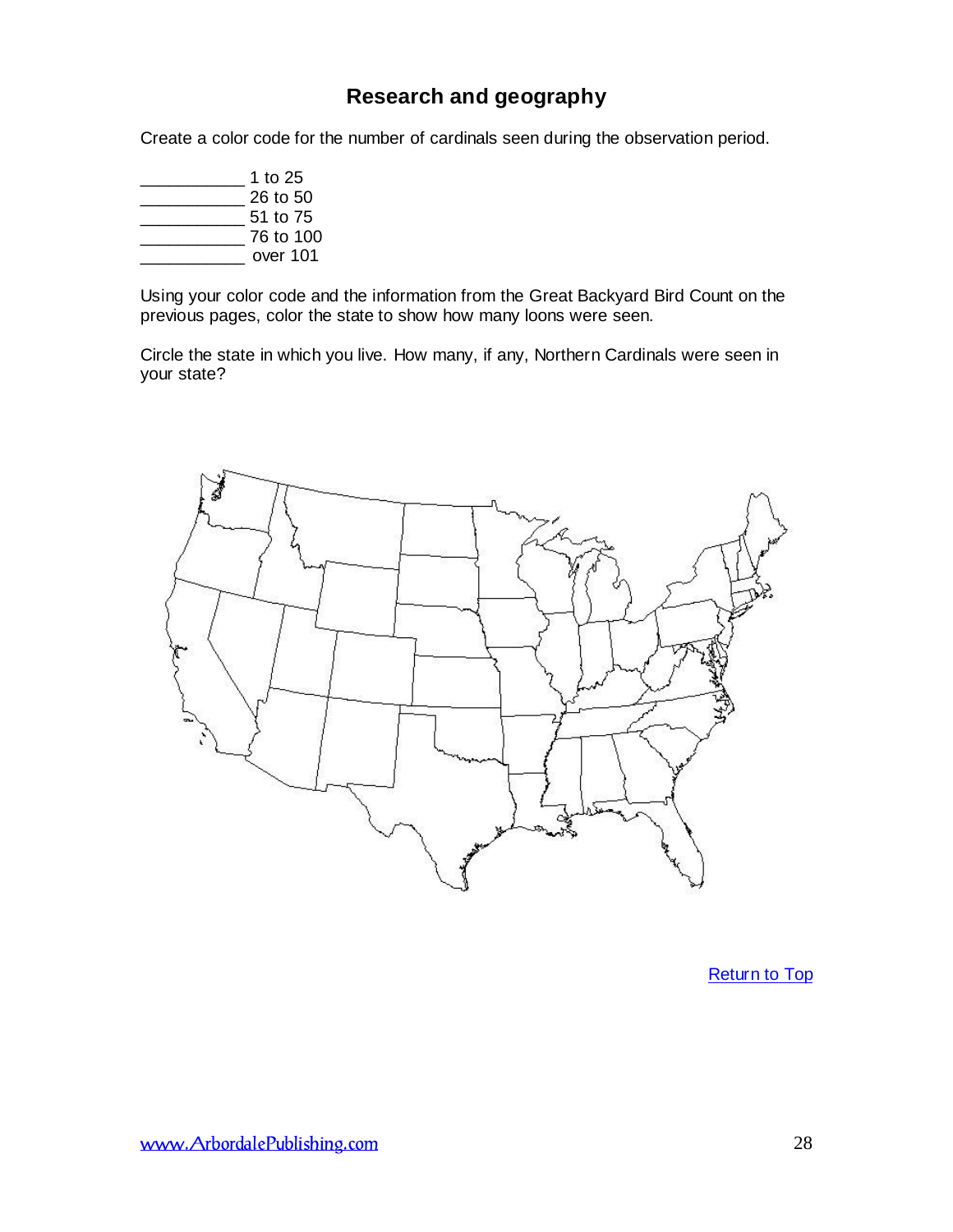## Research and geography

Create a color code for the number of cardinals seen during the observation period.

___________ 1 to 25
___________ 26 to 50
___________ 51 to 75
___________ 76 to 100
___________ over 101

Using your color code and the information from the Great Backyard Bird Count on the previous pages, color the state to show how many loons were seen.

Circle the state in which you live. How many, if any, Northern Cardinals were seen in your state?

Return to Top

www.ArbordalePublishing.com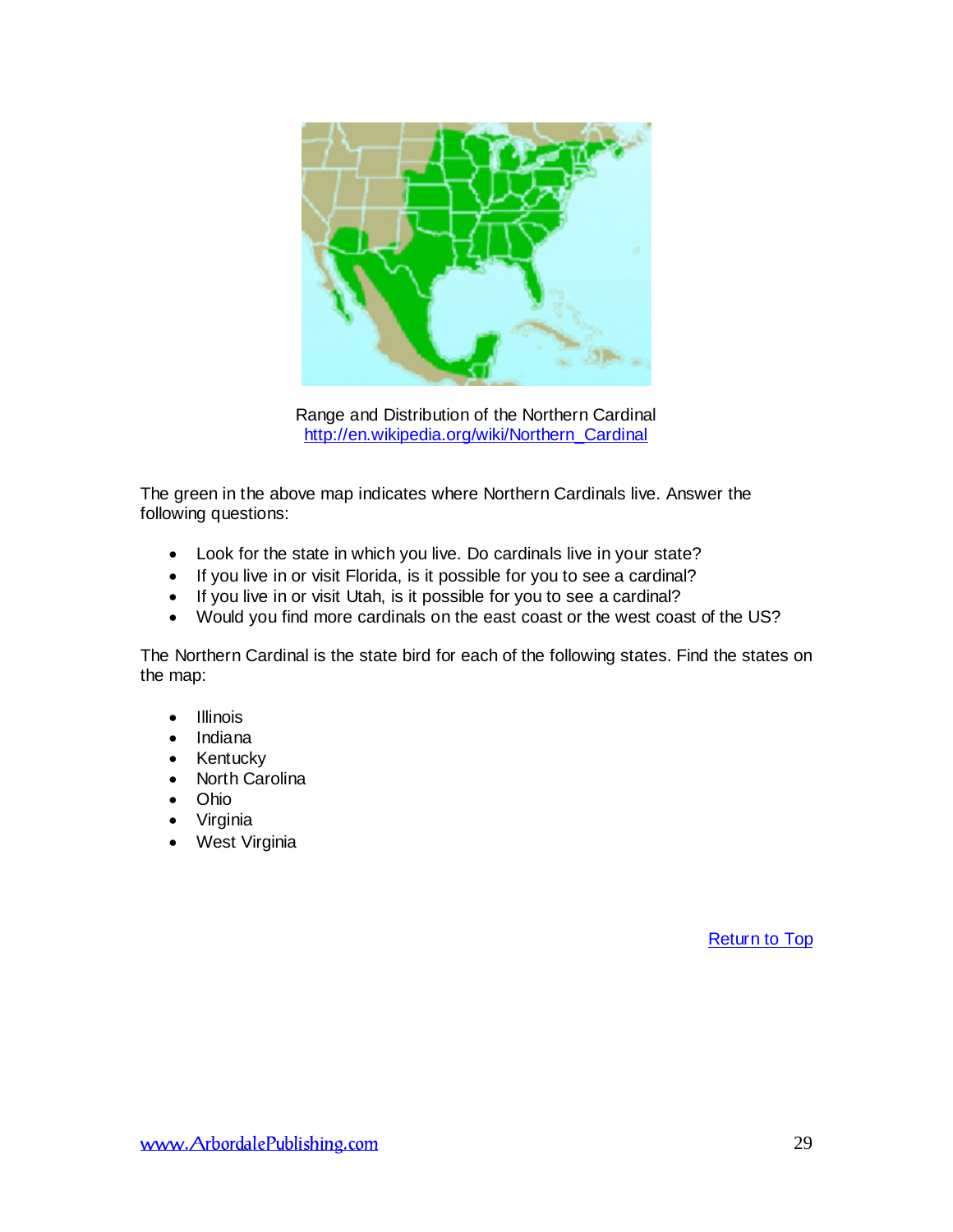Range and Distribution of the Northern Cardinal
http://en.wikipedia.org/wiki/Northern_Cardinal

The green in the above map indicates where Northern Cardinals live. Answer the following questions:

- Look for the state in which you live. Do cardinals live in your state?
- If you live in or visit Florida, is it possible for you to see a cardinal?
- If you live in or visit Utah, is it possible for you to see a cardinal?
- Would you find more cardinals on the east coast or the west coast of the US?

The Northern Cardinal is the state bird for each of the following states. Find the states on the map:

- Illinois
- Indiana
- Kentucky
- North Carolina
- Ohio
- Virginia
- West Virginia

Return to Top

www.ArbordalePublishing.com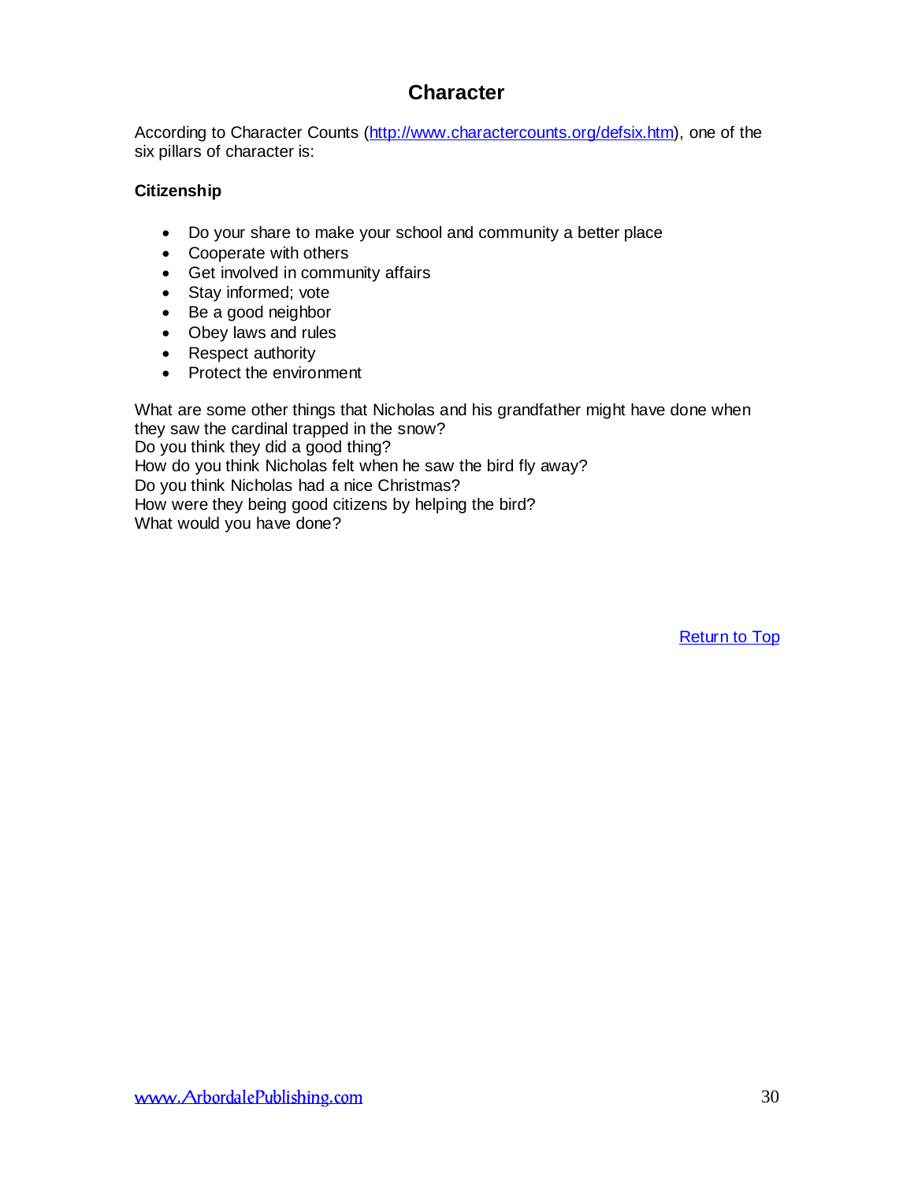# Character

According to Character Counts (http://www.charactercounts.org/defsix.htm), one of the six pillars of character is:

**Citizenship**

- Do your share to make your school and community a better place
- Cooperate with others
- Get involved in community affairs
- Stay informed; vote
- Be a good neighbor
- Obey laws and rules
- Respect authority
- Protect the environment

What are some other things that Nicholas and his grandfather might have done when they saw the cardinal trapped in the snow?
Do you think they did a good thing?
How do you think Nicholas felt when he saw the bird fly away?
Do you think Nicholas had a nice Christmas?
How were they being good citizens by helping the bird?
What would you have done?

Return to Top